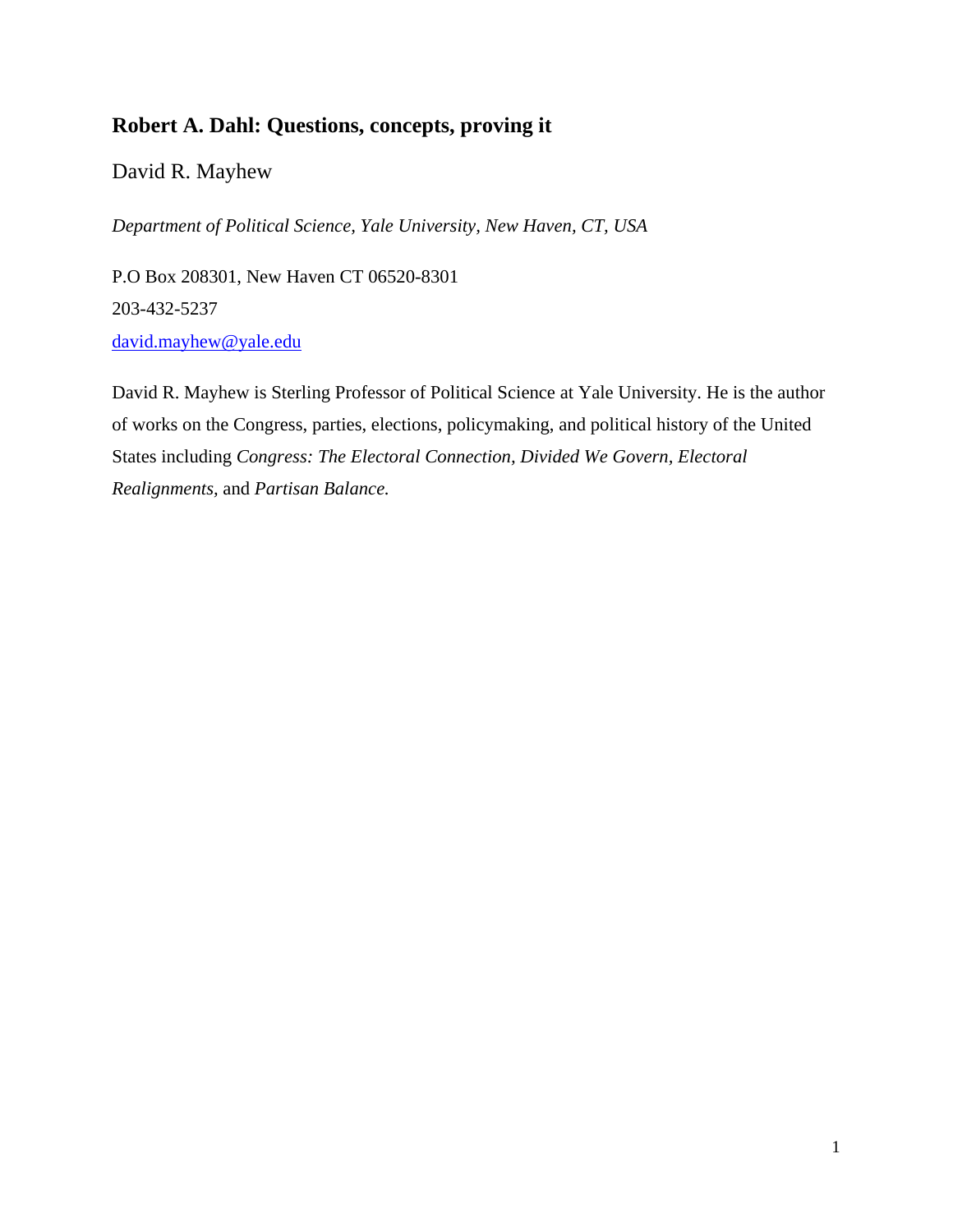# Robert A. Dahl: Questions, concepts, proving it

David R. Mayhew

*Department of Political Science, Yale University, New Haven, CT, USA*

P.O Box 208301, New Haven CT 06520-8301

203-432-5237

david.mayhew@yale.edu

David R. Mayhew is Sterling Professor of Political Science at Yale University. He is the author of works on the Congress, parties, elections, policymaking, and political history of the United States including *Congress: The Electoral Connection, Divided We Govern, Electoral Realignments,* and *Partisan Balance.*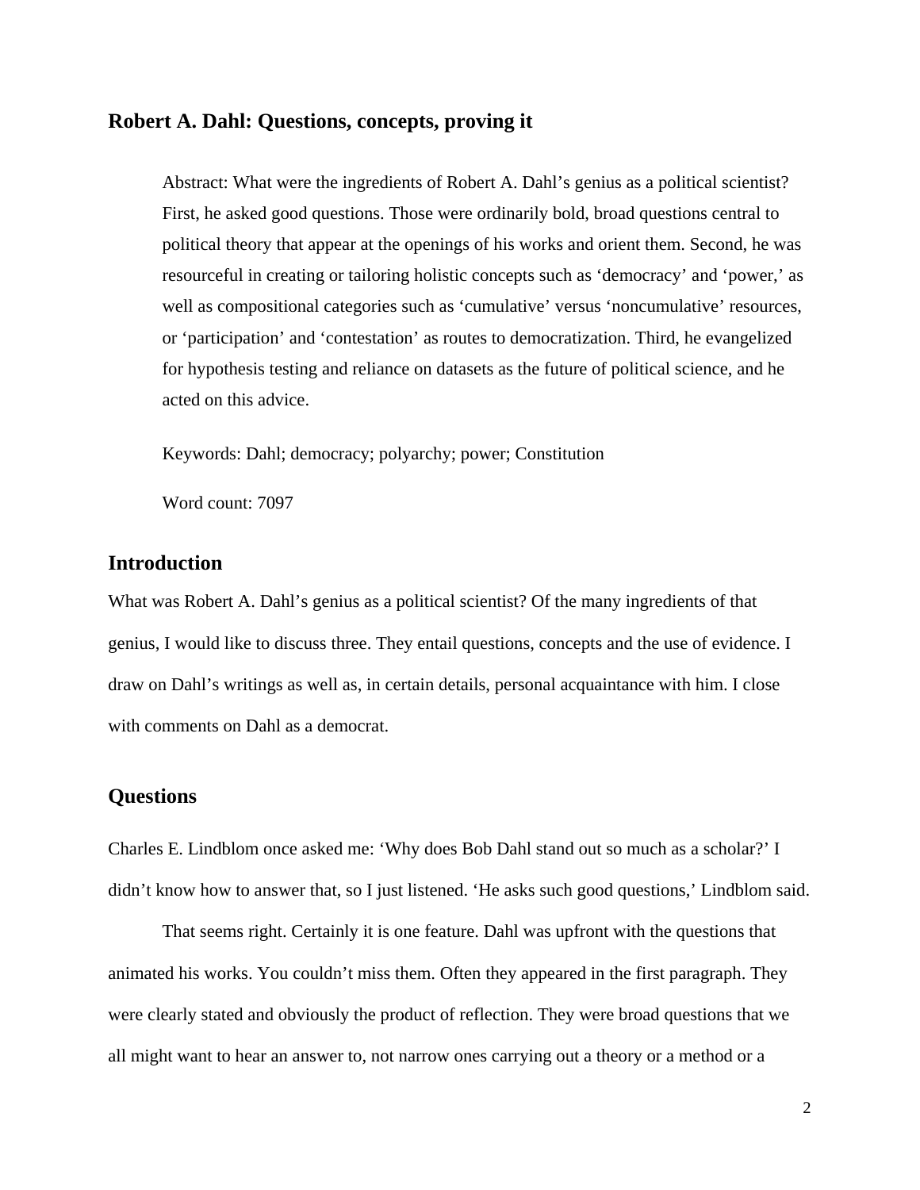## Robert A. Dahl: Questions, concepts, proving it

Abstract: What were the ingredients of Robert A. Dahl's genius as a political scientist? First, he asked good questions. Those were ordinarily bold, broad questions central to political theory that appear at the openings of his works and orient them. Second, he was resourceful in creating or tailoring holistic concepts such as 'democracy' and 'power,' as well as compositional categories such as 'cumulative' versus 'noncumulative' resources, or 'participation' and 'contestation' as routes to democratization. Third, he evangelized for hypothesis testing and reliance on datasets as the future of political science, and he acted on this advice.

Keywords: Dahl; democracy; polyarchy; power; Constitution

Word count: 7097

## Introduction

What was Robert A. Dahl's genius as a political scientist? Of the many ingredients of that genius, I would like to discuss three. They entail questions, concepts and the use of evidence. I draw on Dahl's writings as well as, in certain details, personal acquaintance with him. I close with comments on Dahl as a democrat.

## Questions

Charles E. Lindblom once asked me: 'Why does Bob Dahl stand out so much as a scholar?' I didn't know how to answer that, so I just listened. 'He asks such good questions,' Lindblom said.

That seems right. Certainly it is one feature. Dahl was upfront with the questions that animated his works. You couldn't miss them. Often they appeared in the first paragraph. They were clearly stated and obviously the product of reflection. They were broad questions that we all might want to hear an answer to, not narrow ones carrying out a theory or a method or a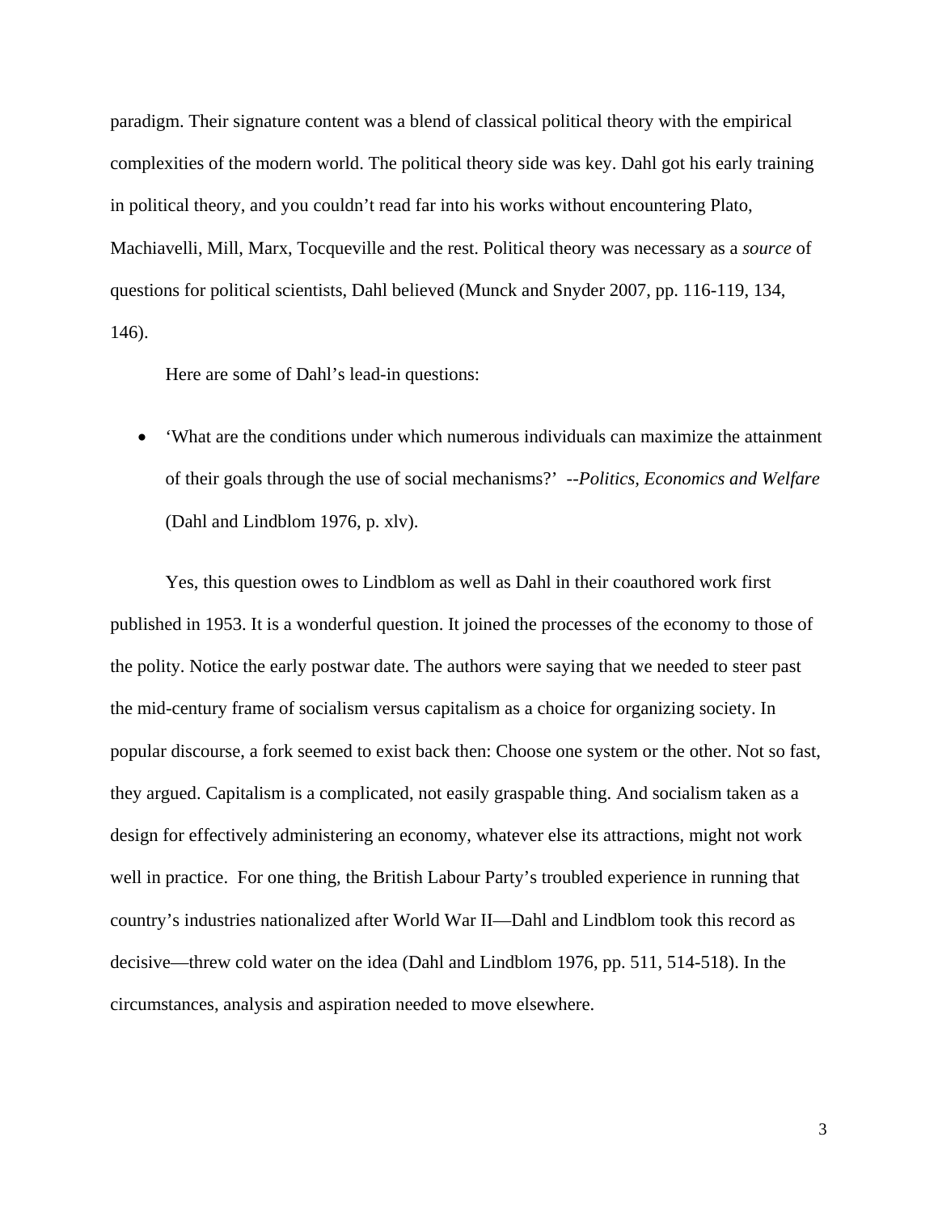paradigm. Their signature content was a blend of classical political theory with the empirical complexities of the modern world. The political theory side was key. Dahl got his early training in political theory, and you couldn't read far into his works without encountering Plato, Machiavelli, Mill, Marx, Tocqueville and the rest. Political theory was necessary as a *source* of questions for political scientists, Dahl believed (Munck and Snyder 2007, pp. 116-119, 134, 146).

Here are some of Dahl's lead-in questions:

- 'What are the conditions under which numerous individuals can maximize the attainment of their goals through the use of social mechanisms?' --*Politics, Economics and Welfare* (Dahl and Lindblom 1976, p. xlv).

Yes, this question owes to Lindblom as well as Dahl in their coauthored work first published in 1953. It is a wonderful question. It joined the processes of the economy to those of the polity. Notice the early postwar date. The authors were saying that we needed to steer past the mid-century frame of socialism versus capitalism as a choice for organizing society. In popular discourse, a fork seemed to exist back then: Choose one system or the other. Not so fast, they argued. Capitalism is a complicated, not easily graspable thing. And socialism taken as a design for effectively administering an economy, whatever else its attractions, might not work well in practice. For one thing, the British Labour Party's troubled experience in running that country's industries nationalized after World War II—Dahl and Lindblom took this record as decisive—threw cold water on the idea (Dahl and Lindblom 1976, pp. 511, 514-518). In the circumstances, analysis and aspiration needed to move elsewhere.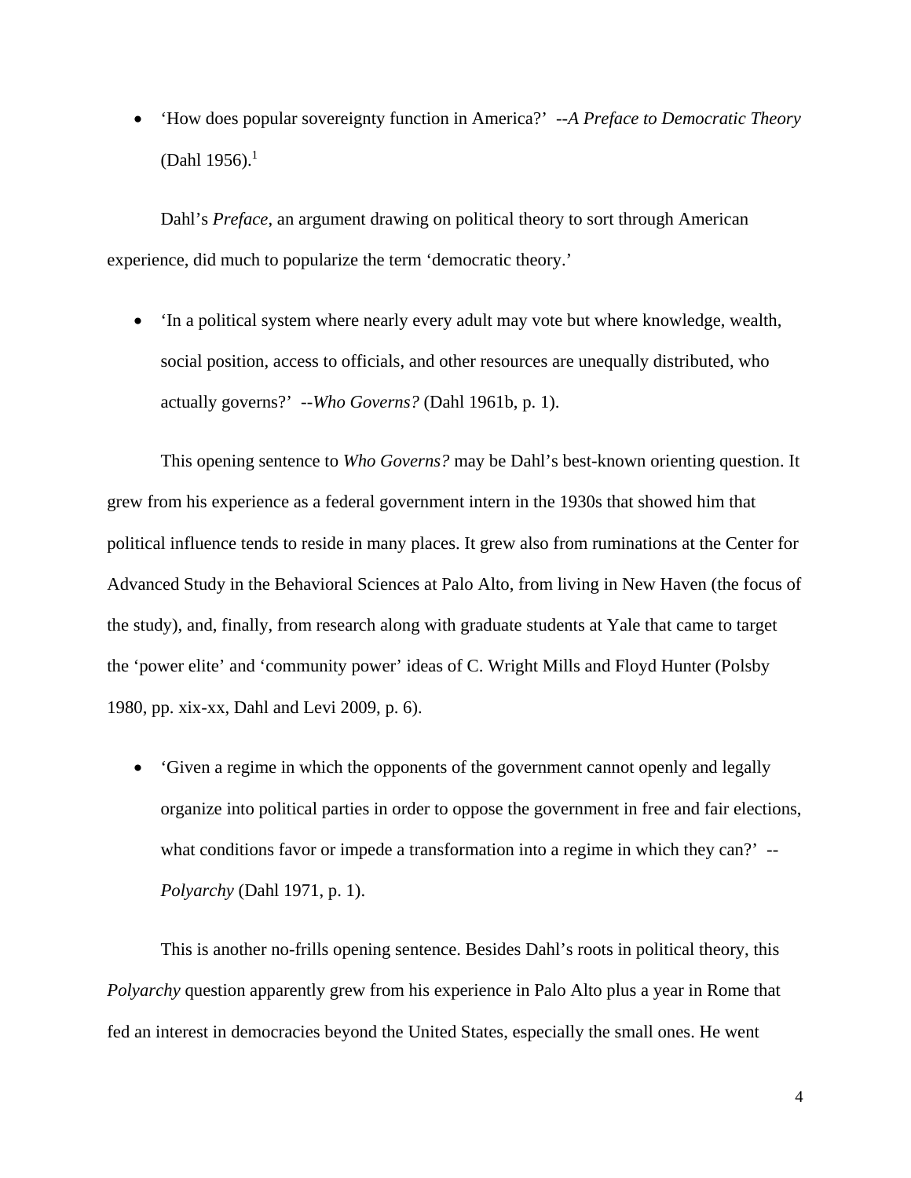- 'How does popular sovereignty function in America?' --*A Preface to Democratic Theory* (Dahl 1956).[1]

Dahl's *Preface*, an argument drawing on political theory to sort through American experience, did much to popularize the term 'democratic theory.'

- 'In a political system where nearly every adult may vote but where knowledge, wealth, social position, access to officials, and other resources are unequally distributed, who actually governs?' --*Who Governs?* (Dahl 1961b, p. 1).

This opening sentence to *Who Governs?* may be Dahl's best-known orienting question. It grew from his experience as a federal government intern in the 1930s that showed him that political influence tends to reside in many places. It grew also from ruminations at the Center for Advanced Study in the Behavioral Sciences at Palo Alto, from living in New Haven (the focus of the study), and, finally, from research along with graduate students at Yale that came to target the 'power elite' and 'community power' ideas of C. Wright Mills and Floyd Hunter (Polsby 1980, pp. xix-xx, Dahl and Levi 2009, p. 6).

- 'Given a regime in which the opponents of the government cannot openly and legally organize into political parties in order to oppose the government in free and fair elections, what conditions favor or impede a transformation into a regime in which they can?' --*Polyarchy* (Dahl 1971, p. 1).

This is another no-frills opening sentence. Besides Dahl's roots in political theory, this *Polyarchy* question apparently grew from his experience in Palo Alto plus a year in Rome that fed an interest in democracies beyond the United States, especially the small ones. He went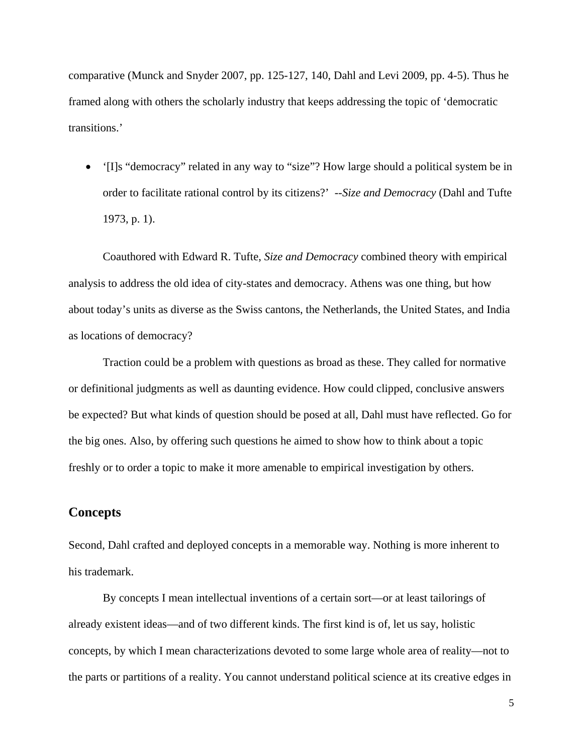comparative (Munck and Snyder 2007, pp. 125-127, 140, Dahl and Levi 2009, pp. 4-5). Thus he framed along with others the scholarly industry that keeps addressing the topic of 'democratic transitions.'

- '[I]s "democracy" related in any way to "size"? How large should a political system be in order to facilitate rational control by its citizens?' --*Size and Democracy* (Dahl and Tufte 1973, p. 1).

Coauthored with Edward R. Tufte, *Size and Democracy* combined theory with empirical analysis to address the old idea of city-states and democracy. Athens was one thing, but how about today's units as diverse as the Swiss cantons, the Netherlands, the United States, and India as locations of democracy?

Traction could be a problem with questions as broad as these. They called for normative or definitional judgments as well as daunting evidence. How could clipped, conclusive answers be expected? But what kinds of question should be posed at all, Dahl must have reflected. Go for the big ones. Also, by offering such questions he aimed to show how to think about a topic freshly or to order a topic to make it more amenable to empirical investigation by others.

## Concepts

Second, Dahl crafted and deployed concepts in a memorable way. Nothing is more inherent to his trademark.

By concepts I mean intellectual inventions of a certain sort—or at least tailorings of already existent ideas—and of two different kinds. The first kind is of, let us say, holistic concepts, by which I mean characterizations devoted to some large whole area of reality—not to the parts or partitions of a reality. You cannot understand political science at its creative edges in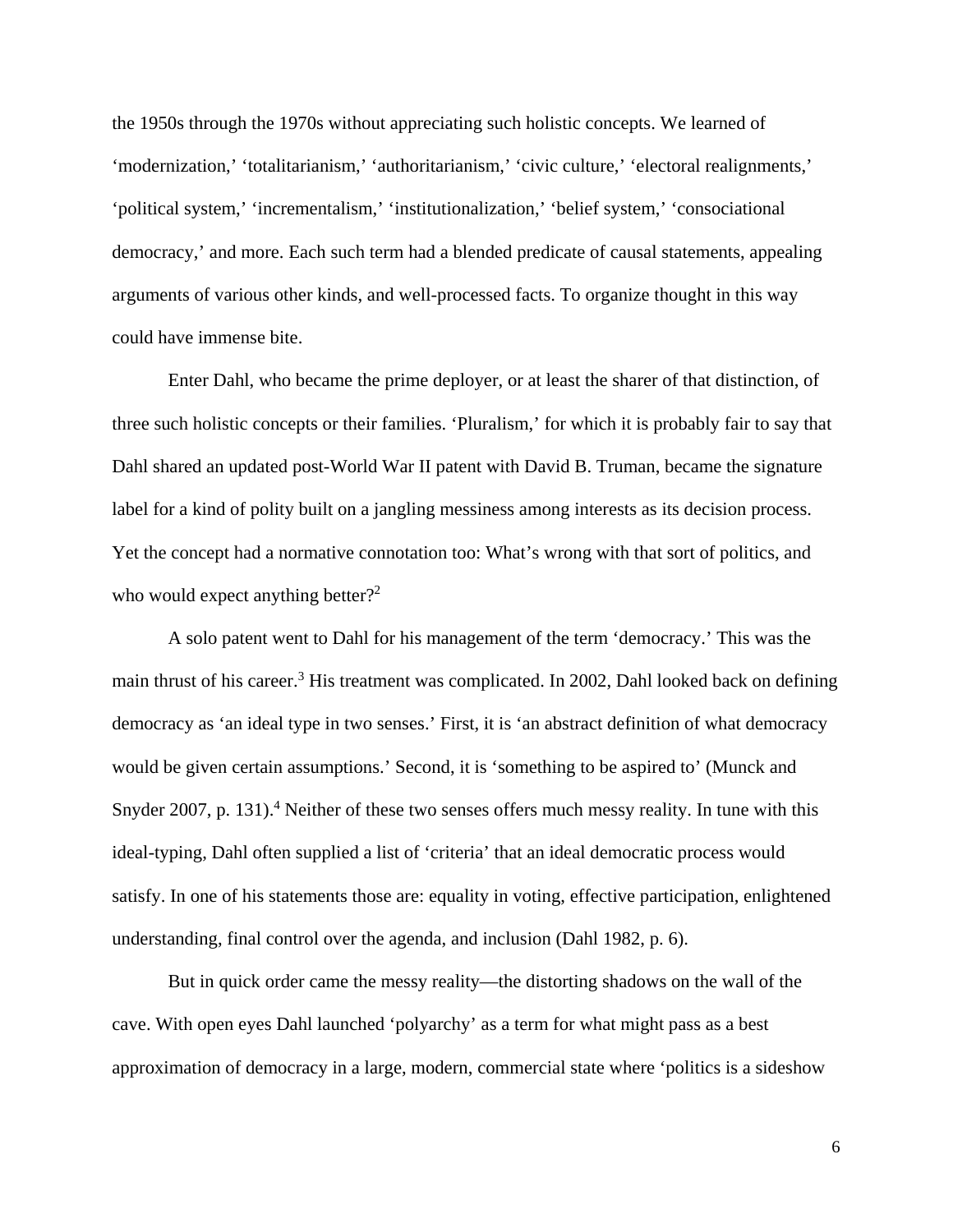the 1950s through the 1970s without appreciating such holistic concepts. We learned of 'modernization,' 'totalitarianism,' 'authoritarianism,' 'civic culture,' 'electoral realignments,' 'political system,' 'incrementalism,' 'institutionalization,' 'belief system,' 'consociational democracy,' and more. Each such term had a blended predicate of causal statements, appealing arguments of various other kinds, and well-processed facts. To organize thought in this way could have immense bite.

Enter Dahl, who became the prime deployer, or at least the sharer of that distinction, of three such holistic concepts or their families. 'Pluralism,' for which it is probably fair to say that Dahl shared an updated post-World War II patent with David B. Truman, became the signature label for a kind of polity built on a jangling messiness among interests as its decision process. Yet the concept had a normative connotation too: What's wrong with that sort of politics, and who would expect anything better?[2]

A solo patent went to Dahl for his management of the term 'democracy.' This was the main thrust of his career.[3] His treatment was complicated. In 2002, Dahl looked back on defining democracy as 'an ideal type in two senses.' First, it is 'an abstract definition of what democracy would be given certain assumptions.' Second, it is 'something to be aspired to' (Munck and Snyder 2007, p. 131).[4] Neither of these two senses offers much messy reality. In tune with this ideal-typing, Dahl often supplied a list of 'criteria' that an ideal democratic process would satisfy. In one of his statements those are: equality in voting, effective participation, enlightened understanding, final control over the agenda, and inclusion (Dahl 1982, p. 6).

But in quick order came the messy reality—the distorting shadows on the wall of the cave. With open eyes Dahl launched 'polyarchy' as a term for what might pass as a best approximation of democracy in a large, modern, commercial state where 'politics is a sideshow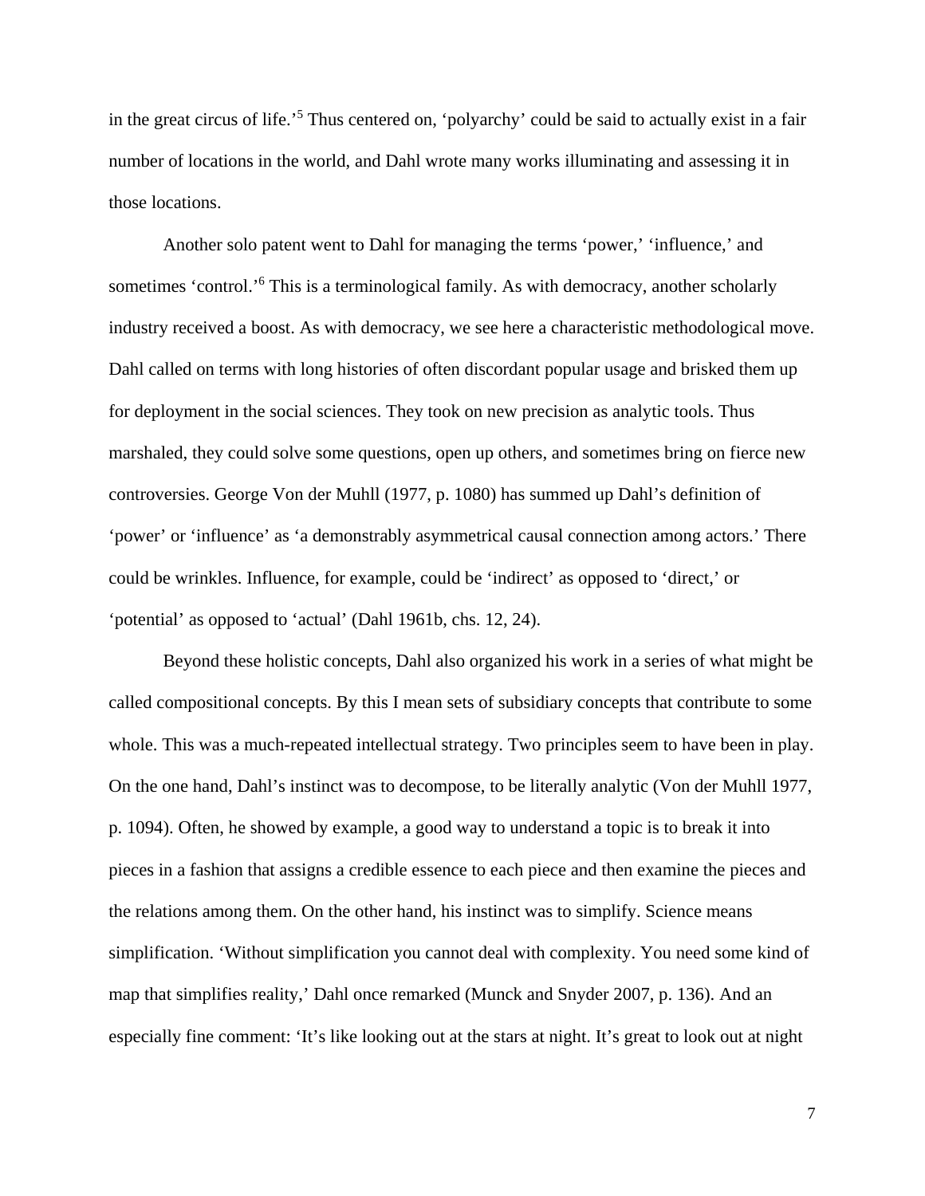in the great circus of life.'[5] Thus centered on, 'polyarchy' could be said to actually exist in a fair number of locations in the world, and Dahl wrote many works illuminating and assessing it in those locations.

Another solo patent went to Dahl for managing the terms 'power,' 'influence,' and sometimes 'control.'[6] This is a terminological family. As with democracy, another scholarly industry received a boost. As with democracy, we see here a characteristic methodological move. Dahl called on terms with long histories of often discordant popular usage and brisked them up for deployment in the social sciences. They took on new precision as analytic tools. Thus marshaled, they could solve some questions, open up others, and sometimes bring on fierce new controversies. George Von der Muhll (1977, p. 1080) has summed up Dahl's definition of 'power' or 'influence' as 'a demonstrably asymmetrical causal connection among actors.' There could be wrinkles. Influence, for example, could be 'indirect' as opposed to 'direct,' or 'potential' as opposed to 'actual' (Dahl 1961b, chs. 12, 24).

Beyond these holistic concepts, Dahl also organized his work in a series of what might be called compositional concepts. By this I mean sets of subsidiary concepts that contribute to some whole. This was a much-repeated intellectual strategy. Two principles seem to have been in play. On the one hand, Dahl's instinct was to decompose, to be literally analytic (Von der Muhll 1977, p. 1094). Often, he showed by example, a good way to understand a topic is to break it into pieces in a fashion that assigns a credible essence to each piece and then examine the pieces and the relations among them. On the other hand, his instinct was to simplify. Science means simplification. 'Without simplification you cannot deal with complexity. You need some kind of map that simplifies reality,' Dahl once remarked (Munck and Snyder 2007, p. 136). And an especially fine comment: 'It's like looking out at the stars at night. It's great to look out at night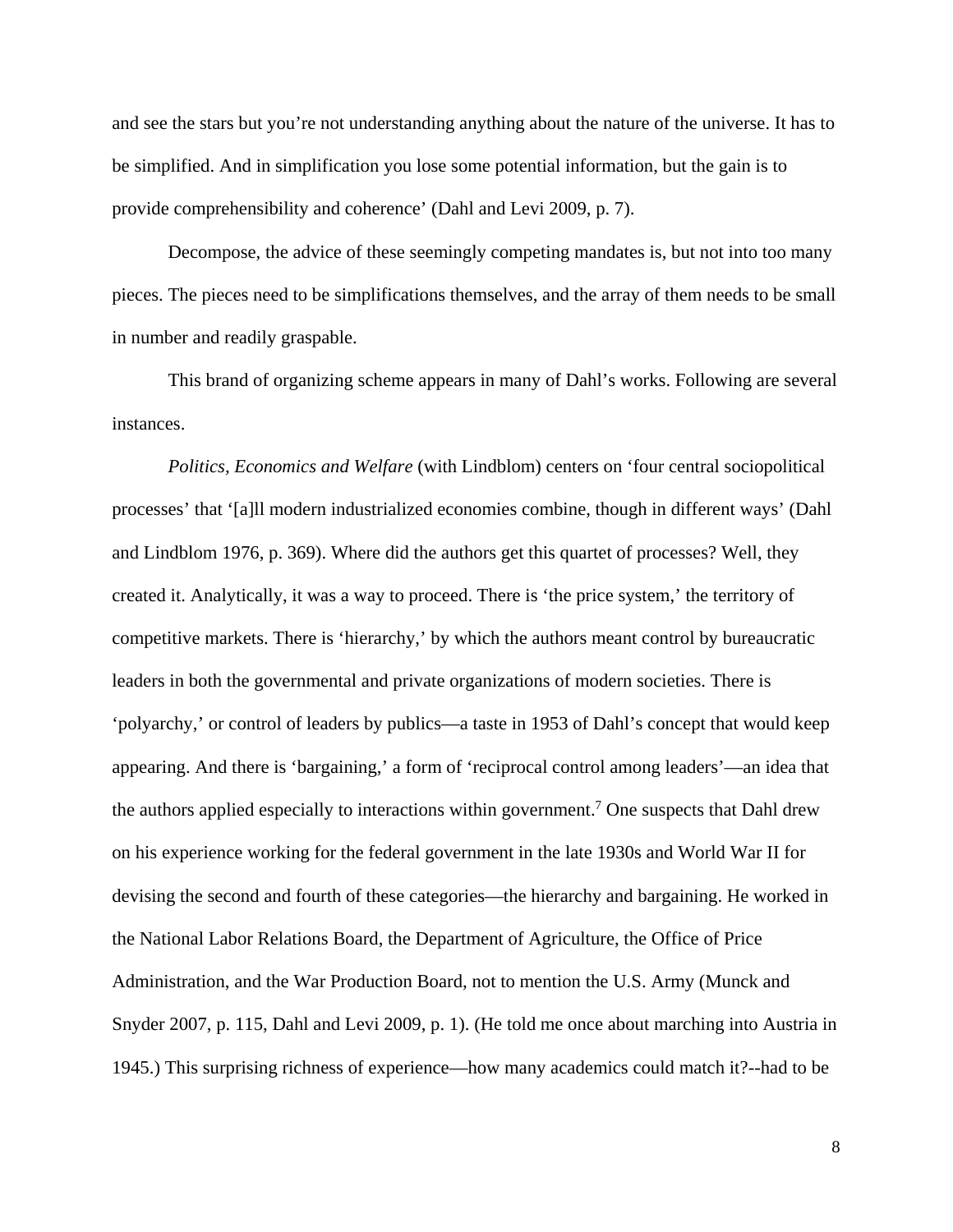and see the stars but you're not understanding anything about the nature of the universe. It has to be simplified. And in simplification you lose some potential information, but the gain is to provide comprehensibility and coherence' (Dahl and Levi 2009, p. 7).

Decompose, the advice of these seemingly competing mandates is, but not into too many pieces. The pieces need to be simplifications themselves, and the array of them needs to be small in number and readily graspable.

This brand of organizing scheme appears in many of Dahl's works. Following are several instances.

*Politics, Economics and Welfare* (with Lindblom) centers on 'four central sociopolitical processes' that '[a]ll modern industrialized economies combine, though in different ways' (Dahl and Lindblom 1976, p. 369). Where did the authors get this quartet of processes? Well, they created it. Analytically, it was a way to proceed. There is 'the price system,' the territory of competitive markets. There is 'hierarchy,' by which the authors meant control by bureaucratic leaders in both the governmental and private organizations of modern societies. There is 'polyarchy,' or control of leaders by publics—a taste in 1953 of Dahl's concept that would keep appearing. And there is 'bargaining,' a form of 'reciprocal control among leaders'—an idea that the authors applied especially to interactions within government.[7] One suspects that Dahl drew on his experience working for the federal government in the late 1930s and World War II for devising the second and fourth of these categories—the hierarchy and bargaining. He worked in the National Labor Relations Board, the Department of Agriculture, the Office of Price Administration, and the War Production Board, not to mention the U.S. Army (Munck and Snyder 2007, p. 115, Dahl and Levi 2009, p. 1). (He told me once about marching into Austria in 1945.) This surprising richness of experience—how many academics could match it?--had to be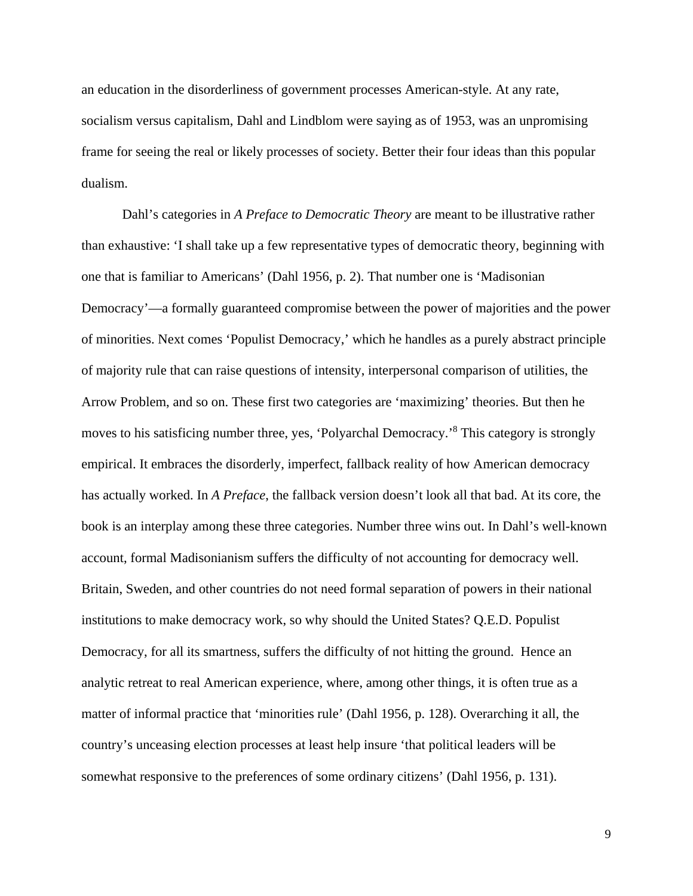an education in the disorderliness of government processes American-style. At any rate, socialism versus capitalism, Dahl and Lindblom were saying as of 1953, was an unpromising frame for seeing the real or likely processes of society. Better their four ideas than this popular dualism.

Dahl's categories in *A Preface to Democratic Theory* are meant to be illustrative rather than exhaustive: 'I shall take up a few representative types of democratic theory, beginning with one that is familiar to Americans' (Dahl 1956, p. 2). That number one is 'Madisonian Democracy'—a formally guaranteed compromise between the power of majorities and the power of minorities. Next comes 'Populist Democracy,' which he handles as a purely abstract principle of majority rule that can raise questions of intensity, interpersonal comparison of utilities, the Arrow Problem, and so on. These first two categories are 'maximizing' theories. But then he moves to his satisficing number three, yes, 'Polyarchal Democracy.'[8] This category is strongly empirical. It embraces the disorderly, imperfect, fallback reality of how American democracy has actually worked. In *A Preface*, the fallback version doesn't look all that bad. At its core, the book is an interplay among these three categories. Number three wins out. In Dahl's well-known account, formal Madisonianism suffers the difficulty of not accounting for democracy well. Britain, Sweden, and other countries do not need formal separation of powers in their national institutions to make democracy work, so why should the United States? Q.E.D. Populist Democracy, for all its smartness, suffers the difficulty of not hitting the ground. Hence an analytic retreat to real American experience, where, among other things, it is often true as a matter of informal practice that 'minorities rule' (Dahl 1956, p. 128). Overarching it all, the country's unceasing election processes at least help insure 'that political leaders will be somewhat responsive to the preferences of some ordinary citizens' (Dahl 1956, p. 131).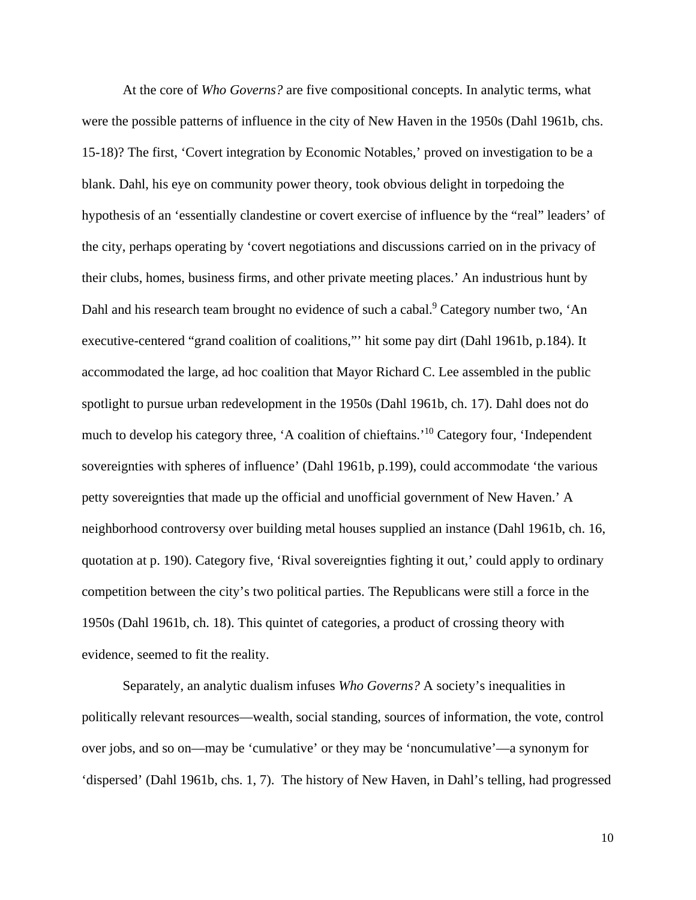At the core of *Who Governs?* are five compositional concepts. In analytic terms, what were the possible patterns of influence in the city of New Haven in the 1950s (Dahl 1961b, chs. 15-18)? The first, 'Covert integration by Economic Notables,' proved on investigation to be a blank. Dahl, his eye on community power theory, took obvious delight in torpedoing the hypothesis of an 'essentially clandestine or covert exercise of influence by the "real" leaders' of the city, perhaps operating by 'covert negotiations and discussions carried on in the privacy of their clubs, homes, business firms, and other private meeting places.' An industrious hunt by Dahl and his research team brought no evidence of such a cabal.[9] Category number two, 'An executive-centered "grand coalition of coalitions,"' hit some pay dirt (Dahl 1961b, p.184). It accommodated the large, ad hoc coalition that Mayor Richard C. Lee assembled in the public spotlight to pursue urban redevelopment in the 1950s (Dahl 1961b, ch. 17). Dahl does not do much to develop his category three, 'A coalition of chieftains.'[10] Category four, 'Independent sovereignties with spheres of influence' (Dahl 1961b, p.199), could accommodate 'the various petty sovereignties that made up the official and unofficial government of New Haven.' A neighborhood controversy over building metal houses supplied an instance (Dahl 1961b, ch. 16, quotation at p. 190). Category five, 'Rival sovereignties fighting it out,' could apply to ordinary competition between the city's two political parties. The Republicans were still a force in the 1950s (Dahl 1961b, ch. 18). This quintet of categories, a product of crossing theory with evidence, seemed to fit the reality.

Separately, an analytic dualism infuses *Who Governs?* A society's inequalities in politically relevant resources—wealth, social standing, sources of information, the vote, control over jobs, and so on—may be 'cumulative' or they may be 'noncumulative'—a synonym for 'dispersed' (Dahl 1961b, chs. 1, 7). The history of New Haven, in Dahl's telling, had progressed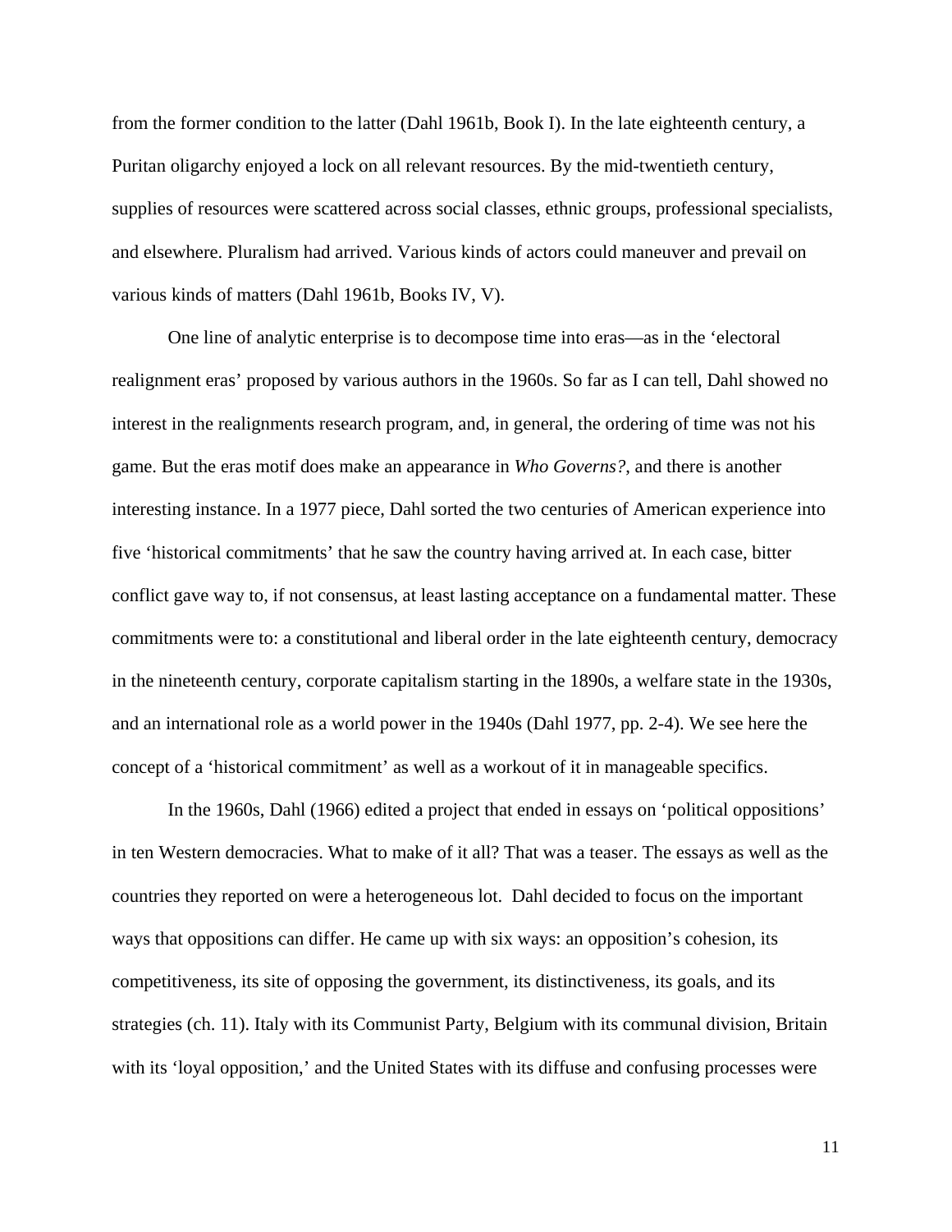from the former condition to the latter (Dahl 1961b, Book I). In the late eighteenth century, a Puritan oligarchy enjoyed a lock on all relevant resources. By the mid-twentieth century, supplies of resources were scattered across social classes, ethnic groups, professional specialists, and elsewhere. Pluralism had arrived. Various kinds of actors could maneuver and prevail on various kinds of matters (Dahl 1961b, Books IV, V).

One line of analytic enterprise is to decompose time into eras—as in the 'electoral realignment eras' proposed by various authors in the 1960s. So far as I can tell, Dahl showed no interest in the realignments research program, and, in general, the ordering of time was not his game. But the eras motif does make an appearance in *Who Governs?*, and there is another interesting instance. In a 1977 piece, Dahl sorted the two centuries of American experience into five 'historical commitments' that he saw the country having arrived at. In each case, bitter conflict gave way to, if not consensus, at least lasting acceptance on a fundamental matter. These commitments were to: a constitutional and liberal order in the late eighteenth century, democracy in the nineteenth century, corporate capitalism starting in the 1890s, a welfare state in the 1930s, and an international role as a world power in the 1940s (Dahl 1977, pp. 2-4). We see here the concept of a 'historical commitment' as well as a workout of it in manageable specifics.

In the 1960s, Dahl (1966) edited a project that ended in essays on 'political oppositions' in ten Western democracies. What to make of it all? That was a teaser. The essays as well as the countries they reported on were a heterogeneous lot. Dahl decided to focus on the important ways that oppositions can differ. He came up with six ways: an opposition's cohesion, its competitiveness, its site of opposing the government, its distinctiveness, its goals, and its strategies (ch. 11). Italy with its Communist Party, Belgium with its communal division, Britain with its 'loyal opposition,' and the United States with its diffuse and confusing processes were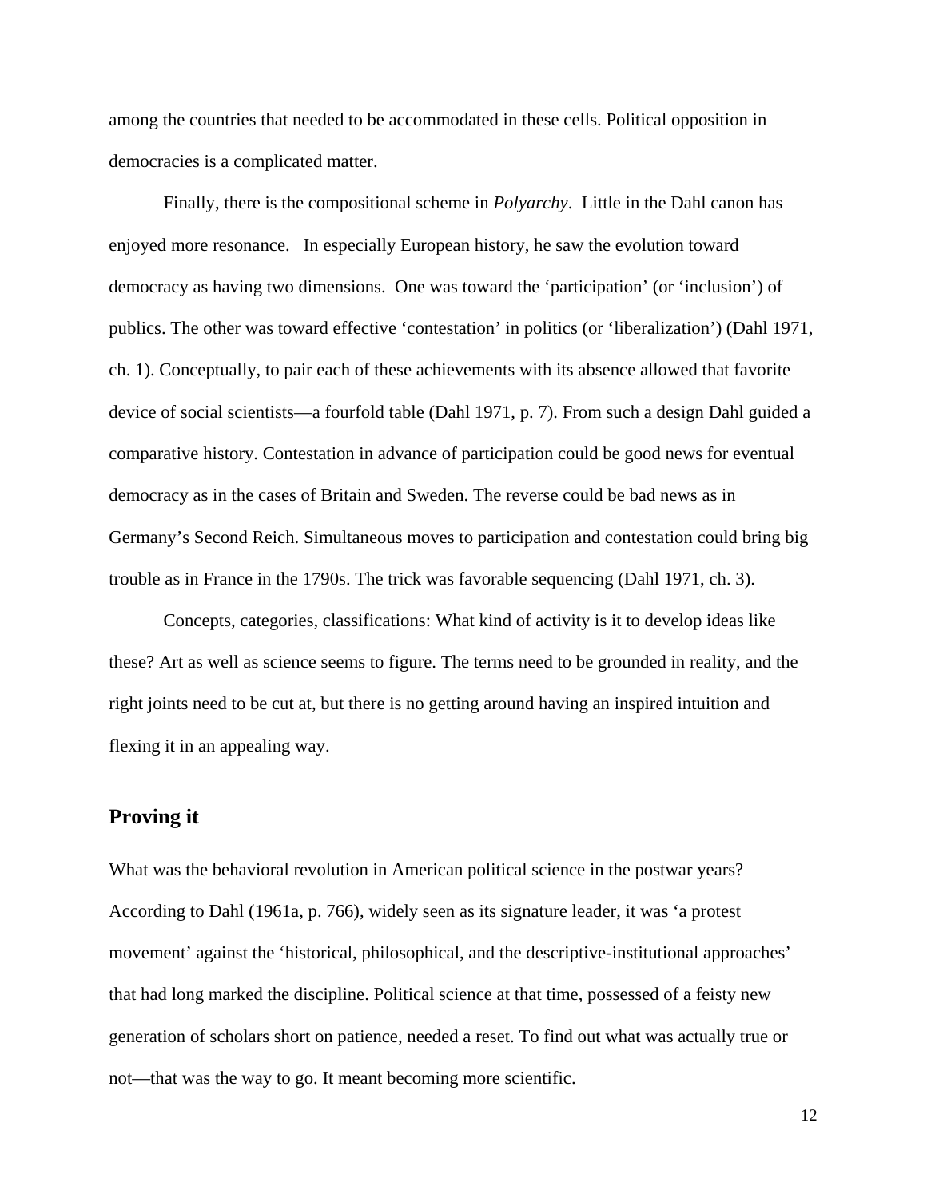among the countries that needed to be accommodated in these cells. Political opposition in democracies is a complicated matter.

Finally, there is the compositional scheme in *Polyarchy*. Little in the Dahl canon has enjoyed more resonance. In especially European history, he saw the evolution toward democracy as having two dimensions. One was toward the 'participation' (or 'inclusion') of publics. The other was toward effective 'contestation' in politics (or 'liberalization') (Dahl 1971, ch. 1). Conceptually, to pair each of these achievements with its absence allowed that favorite device of social scientists—a fourfold table (Dahl 1971, p. 7). From such a design Dahl guided a comparative history. Contestation in advance of participation could be good news for eventual democracy as in the cases of Britain and Sweden. The reverse could be bad news as in Germany's Second Reich. Simultaneous moves to participation and contestation could bring big trouble as in France in the 1790s. The trick was favorable sequencing (Dahl 1971, ch. 3).

Concepts, categories, classifications: What kind of activity is it to develop ideas like these? Art as well as science seems to figure. The terms need to be grounded in reality, and the right joints need to be cut at, but there is no getting around having an inspired intuition and flexing it in an appealing way.

## Proving it

What was the behavioral revolution in American political science in the postwar years? According to Dahl (1961a, p. 766), widely seen as its signature leader, it was 'a protest movement' against the 'historical, philosophical, and the descriptive-institutional approaches' that had long marked the discipline. Political science at that time, possessed of a feisty new generation of scholars short on patience, needed a reset. To find out what was actually true or not—that was the way to go. It meant becoming more scientific.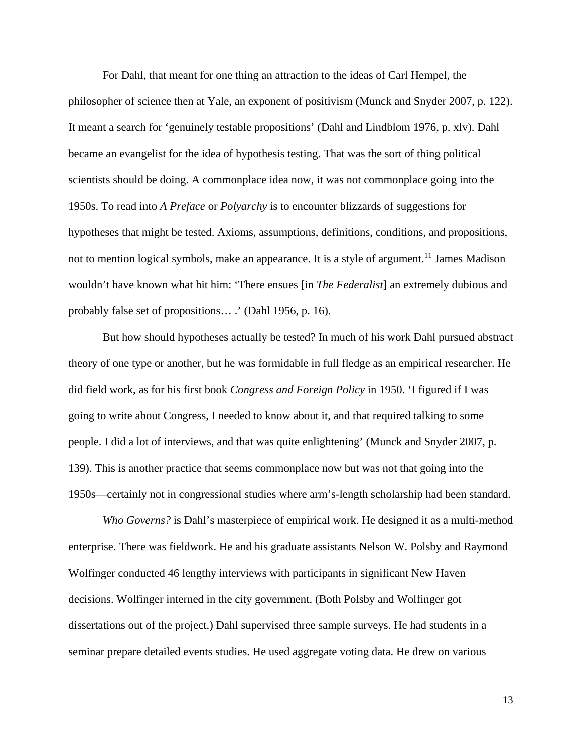For Dahl, that meant for one thing an attraction to the ideas of Carl Hempel, the philosopher of science then at Yale, an exponent of positivism (Munck and Snyder 2007, p. 122). It meant a search for 'genuinely testable propositions' (Dahl and Lindblom 1976, p. xlv). Dahl became an evangelist for the idea of hypothesis testing. That was the sort of thing political scientists should be doing. A commonplace idea now, it was not commonplace going into the 1950s. To read into *A Preface* or *Polyarchy* is to encounter blizzards of suggestions for hypotheses that might be tested. Axioms, assumptions, definitions, conditions, and propositions, not to mention logical symbols, make an appearance. It is a style of argument.[11] James Madison wouldn't have known what hit him: 'There ensues [in *The Federalist*] an extremely dubious and probably false set of propositions… .' (Dahl 1956, p. 16).

But how should hypotheses actually be tested? In much of his work Dahl pursued abstract theory of one type or another, but he was formidable in full fledge as an empirical researcher. He did field work, as for his first book *Congress and Foreign Policy* in 1950. 'I figured if I was going to write about Congress, I needed to know about it, and that required talking to some people. I did a lot of interviews, and that was quite enlightening' (Munck and Snyder 2007, p. 139). This is another practice that seems commonplace now but was not that going into the 1950s—certainly not in congressional studies where arm's-length scholarship had been standard.

*Who Governs?* is Dahl's masterpiece of empirical work. He designed it as a multi-method enterprise. There was fieldwork. He and his graduate assistants Nelson W. Polsby and Raymond Wolfinger conducted 46 lengthy interviews with participants in significant New Haven decisions. Wolfinger interned in the city government. (Both Polsby and Wolfinger got dissertations out of the project.) Dahl supervised three sample surveys. He had students in a seminar prepare detailed events studies. He used aggregate voting data. He drew on various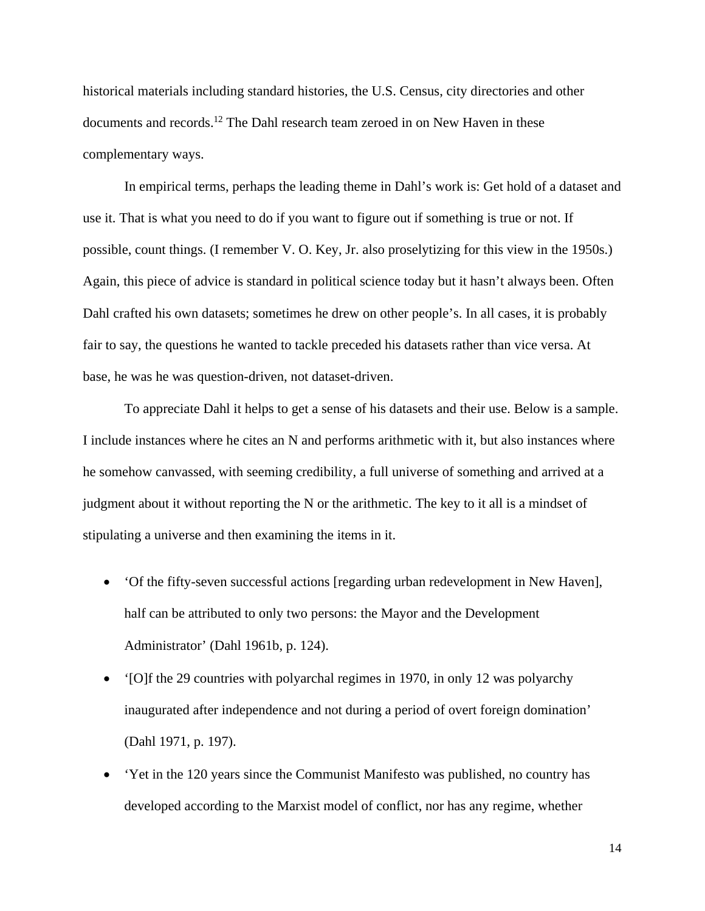historical materials including standard histories, the U.S. Census, city directories and other documents and records.[12] The Dahl research team zeroed in on New Haven in these complementary ways.

In empirical terms, perhaps the leading theme in Dahl's work is: Get hold of a dataset and use it. That is what you need to do if you want to figure out if something is true or not. If possible, count things. (I remember V. O. Key, Jr. also proselytizing for this view in the 1950s.) Again, this piece of advice is standard in political science today but it hasn't always been. Often Dahl crafted his own datasets; sometimes he drew on other people's. In all cases, it is probably fair to say, the questions he wanted to tackle preceded his datasets rather than vice versa. At base, he was he was question-driven, not dataset-driven.

To appreciate Dahl it helps to get a sense of his datasets and their use. Below is a sample. I include instances where he cites an N and performs arithmetic with it, but also instances where he somehow canvassed, with seeming credibility, a full universe of something and arrived at a judgment about it without reporting the N or the arithmetic. The key to it all is a mindset of stipulating a universe and then examining the items in it.

- 'Of the fifty-seven successful actions [regarding urban redevelopment in New Haven], half can be attributed to only two persons: the Mayor and the Development Administrator' (Dahl 1961b, p. 124).
- '[O]f the 29 countries with polyarchal regimes in 1970, in only 12 was polyarchy inaugurated after independence and not during a period of overt foreign domination' (Dahl 1971, p. 197).
- 'Yet in the 120 years since the Communist Manifesto was published, no country has developed according to the Marxist model of conflict, nor has any regime, whether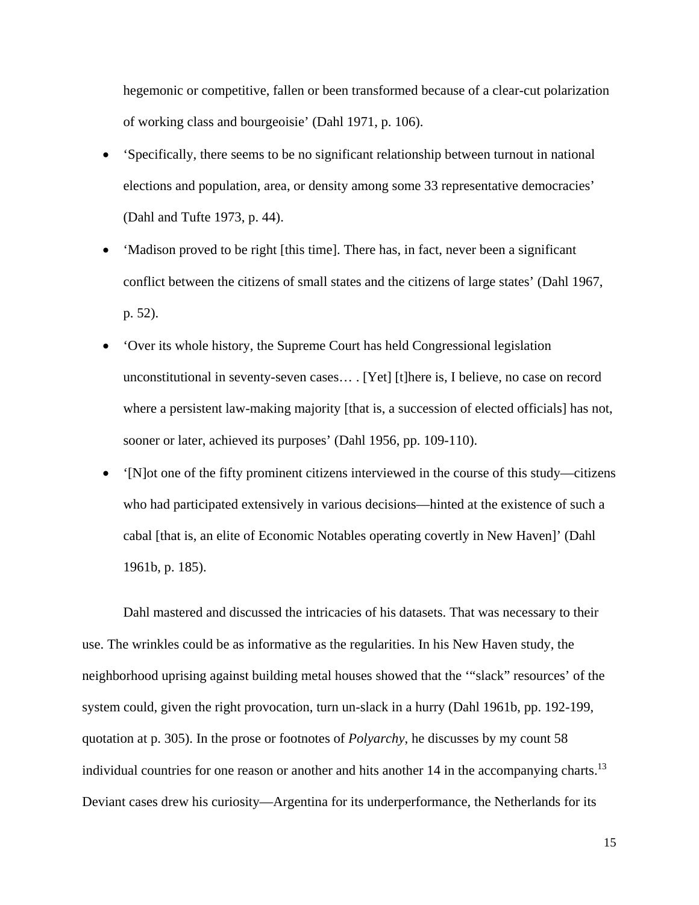hegemonic or competitive, fallen or been transformed because of a clear-cut polarization of working class and bourgeoisie' (Dahl 1971, p. 106).

- 'Specifically, there seems to be no significant relationship between turnout in national elections and population, area, or density among some 33 representative democracies' (Dahl and Tufte 1973, p. 44).
- 'Madison proved to be right [this time]. There has, in fact, never been a significant conflict between the citizens of small states and the citizens of large states' (Dahl 1967, p. 52).
- 'Over its whole history, the Supreme Court has held Congressional legislation unconstitutional in seventy-seven cases… . [Yet] [t]here is, I believe, no case on record where a persistent law-making majority [that is, a succession of elected officials] has not, sooner or later, achieved its purposes' (Dahl 1956, pp. 109-110).
- '[N]ot one of the fifty prominent citizens interviewed in the course of this study—citizens who had participated extensively in various decisions—hinted at the existence of such a cabal [that is, an elite of Economic Notables operating covertly in New Haven]' (Dahl 1961b, p. 185).

Dahl mastered and discussed the intricacies of his datasets. That was necessary to their use. The wrinkles could be as informative as the regularities. In his New Haven study, the neighborhood uprising against building metal houses showed that the '"slack" resources' of the system could, given the right provocation, turn un-slack in a hurry (Dahl 1961b, pp. 192-199, quotation at p. 305). In the prose or footnotes of *Polyarchy*, he discusses by my count 58 individual countries for one reason or another and hits another 14 in the accompanying charts.[13] Deviant cases drew his curiosity—Argentina for its underperformance, the Netherlands for its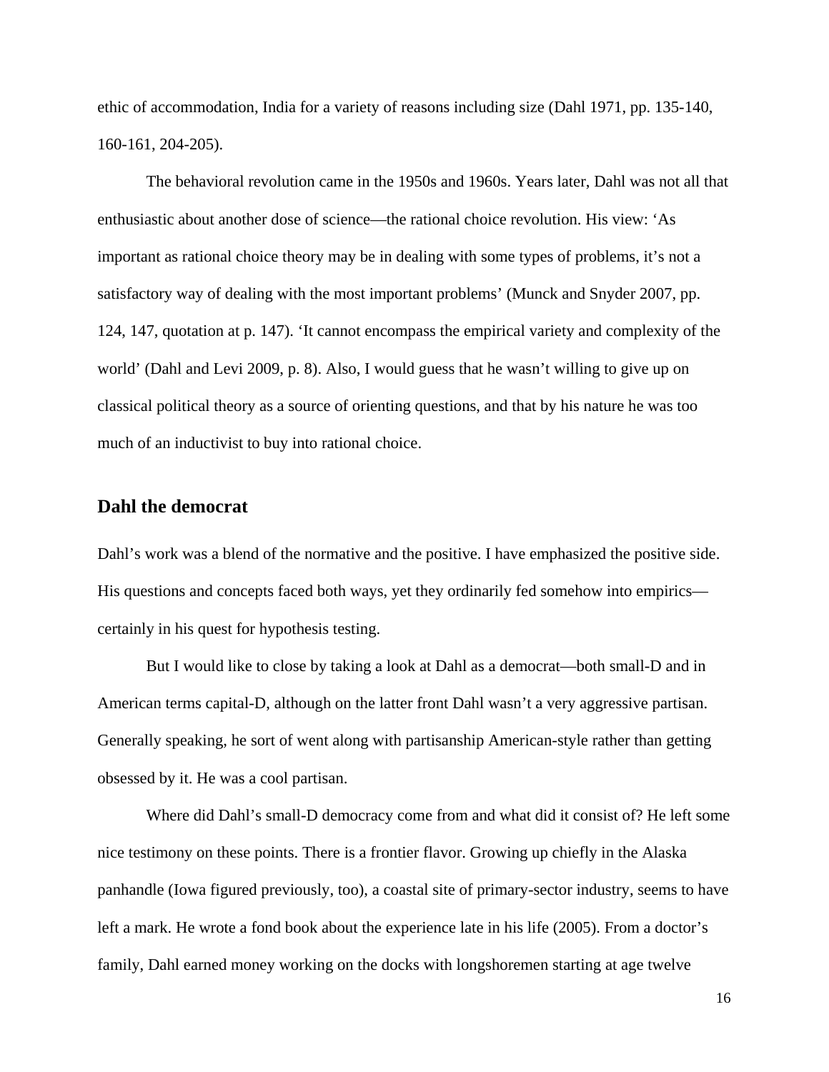ethic of accommodation, India for a variety of reasons including size (Dahl 1971, pp. 135-140, 160-161, 204-205).

The behavioral revolution came in the 1950s and 1960s. Years later, Dahl was not all that enthusiastic about another dose of science—the rational choice revolution. His view: 'As important as rational choice theory may be in dealing with some types of problems, it's not a satisfactory way of dealing with the most important problems' (Munck and Snyder 2007, pp. 124, 147, quotation at p. 147). 'It cannot encompass the empirical variety and complexity of the world' (Dahl and Levi 2009, p. 8). Also, I would guess that he wasn't willing to give up on classical political theory as a source of orienting questions, and that by his nature he was too much of an inductivist to buy into rational choice.

## Dahl the democrat

Dahl's work was a blend of the normative and the positive. I have emphasized the positive side. His questions and concepts faced both ways, yet they ordinarily fed somehow into empirics—certainly in his quest for hypothesis testing.

But I would like to close by taking a look at Dahl as a democrat—both small-D and in American terms capital-D, although on the latter front Dahl wasn't a very aggressive partisan. Generally speaking, he sort of went along with partisanship American-style rather than getting obsessed by it. He was a cool partisan.

Where did Dahl's small-D democracy come from and what did it consist of? He left some nice testimony on these points. There is a frontier flavor. Growing up chiefly in the Alaska panhandle (Iowa figured previously, too), a coastal site of primary-sector industry, seems to have left a mark. He wrote a fond book about the experience late in his life (2005). From a doctor's family, Dahl earned money working on the docks with longshoremen starting at age twelve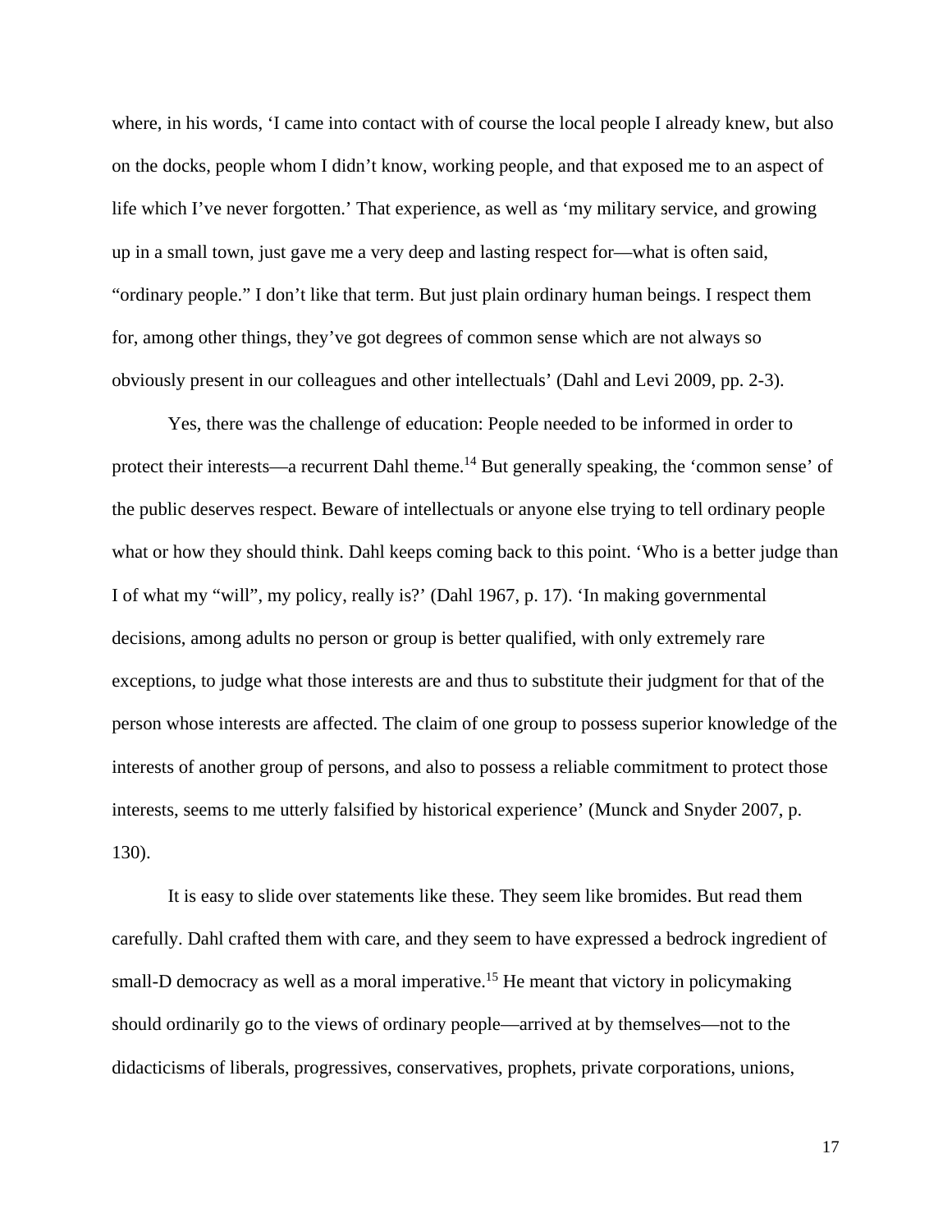where, in his words, 'I came into contact with of course the local people I already knew, but also on the docks, people whom I didn't know, working people, and that exposed me to an aspect of life which I've never forgotten.' That experience, as well as 'my military service, and growing up in a small town, just gave me a very deep and lasting respect for—what is often said, "ordinary people." I don't like that term. But just plain ordinary human beings. I respect them for, among other things, they've got degrees of common sense which are not always so obviously present in our colleagues and other intellectuals' (Dahl and Levi 2009, pp. 2-3).

Yes, there was the challenge of education: People needed to be informed in order to protect their interests—a recurrent Dahl theme.[14] But generally speaking, the 'common sense' of the public deserves respect. Beware of intellectuals or anyone else trying to tell ordinary people what or how they should think. Dahl keeps coming back to this point. 'Who is a better judge than I of what my "will", my policy, really is?' (Dahl 1967, p. 17). 'In making governmental decisions, among adults no person or group is better qualified, with only extremely rare exceptions, to judge what those interests are and thus to substitute their judgment for that of the person whose interests are affected. The claim of one group to possess superior knowledge of the interests of another group of persons, and also to possess a reliable commitment to protect those interests, seems to me utterly falsified by historical experience' (Munck and Snyder 2007, p. 130).

It is easy to slide over statements like these. They seem like bromides. But read them carefully. Dahl crafted them with care, and they seem to have expressed a bedrock ingredient of small-D democracy as well as a moral imperative.[15] He meant that victory in policymaking should ordinarily go to the views of ordinary people—arrived at by themselves—not to the didacticisms of liberals, progressives, conservatives, prophets, private corporations, unions,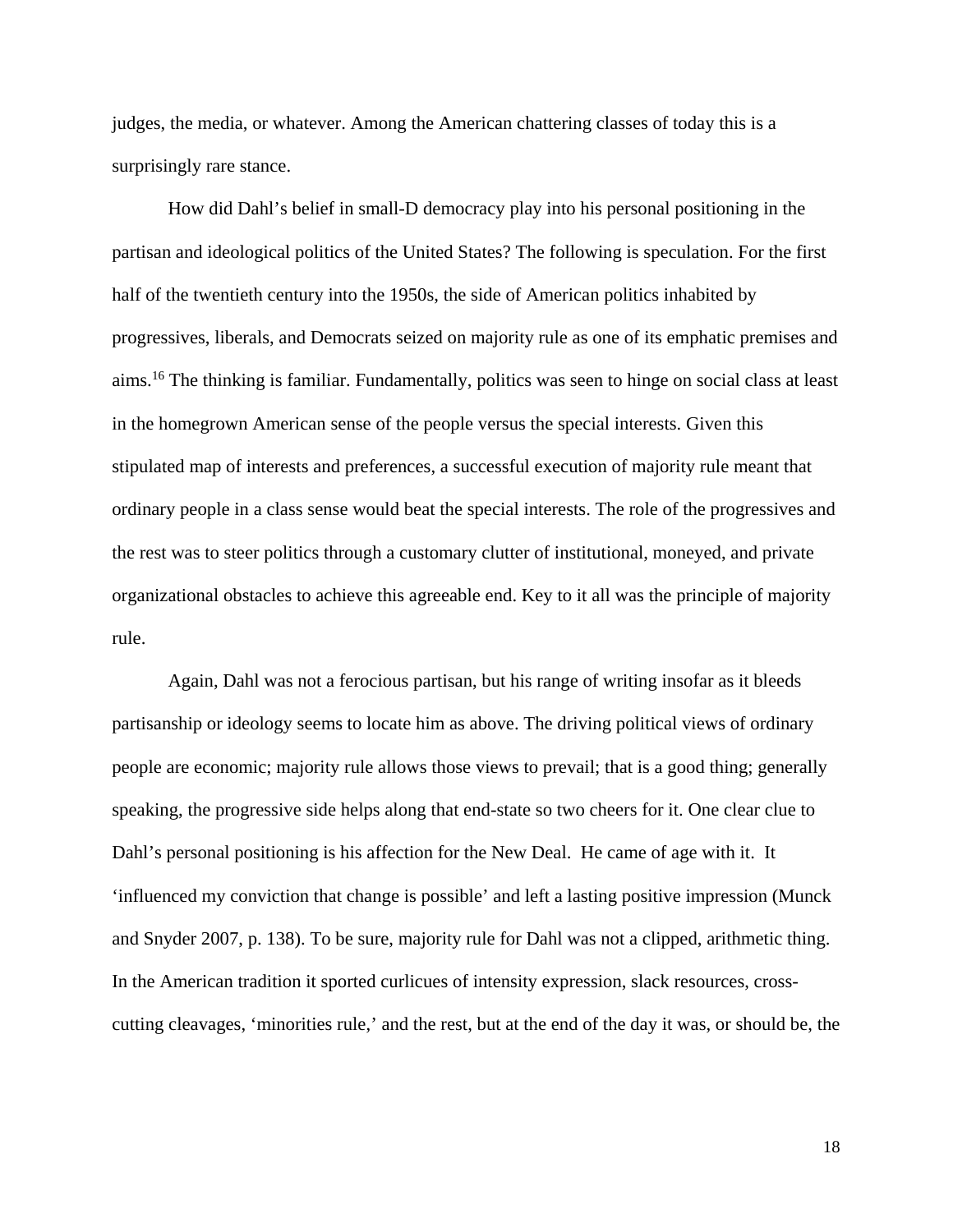judges, the media, or whatever. Among the American chattering classes of today this is a surprisingly rare stance.

How did Dahl's belief in small-D democracy play into his personal positioning in the partisan and ideological politics of the United States? The following is speculation. For the first half of the twentieth century into the 1950s, the side of American politics inhabited by progressives, liberals, and Democrats seized on majority rule as one of its emphatic premises and aims.[16] The thinking is familiar. Fundamentally, politics was seen to hinge on social class at least in the homegrown American sense of the people versus the special interests. Given this stipulated map of interests and preferences, a successful execution of majority rule meant that ordinary people in a class sense would beat the special interests. The role of the progressives and the rest was to steer politics through a customary clutter of institutional, moneyed, and private organizational obstacles to achieve this agreeable end. Key to it all was the principle of majority rule.

Again, Dahl was not a ferocious partisan, but his range of writing insofar as it bleeds partisanship or ideology seems to locate him as above. The driving political views of ordinary people are economic; majority rule allows those views to prevail; that is a good thing; generally speaking, the progressive side helps along that end-state so two cheers for it. One clear clue to Dahl's personal positioning is his affection for the New Deal. He came of age with it. It 'influenced my conviction that change is possible' and left a lasting positive impression (Munck and Snyder 2007, p. 138). To be sure, majority rule for Dahl was not a clipped, arithmetic thing. In the American tradition it sported curlicues of intensity expression, slack resources, cross-cutting cleavages, 'minorities rule,' and the rest, but at the end of the day it was, or should be, the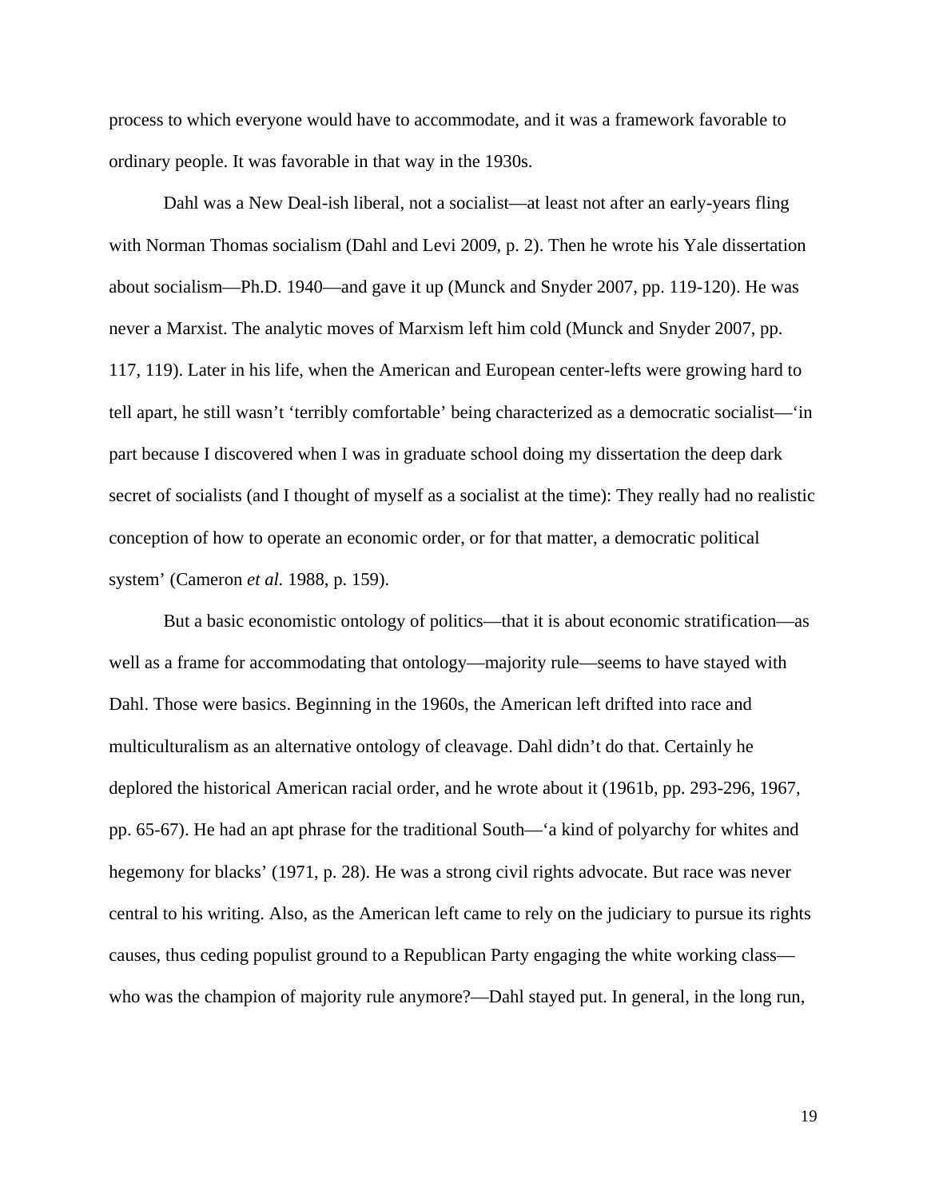process to which everyone would have to accommodate, and it was a framework favorable to ordinary people. It was favorable in that way in the 1930s.

Dahl was a New Deal-ish liberal, not a socialist—at least not after an early-years fling with Norman Thomas socialism (Dahl and Levi 2009, p. 2). Then he wrote his Yale dissertation about socialism—Ph.D. 1940—and gave it up (Munck and Snyder 2007, pp. 119-120). He was never a Marxist. The analytic moves of Marxism left him cold (Munck and Snyder 2007, pp. 117, 119). Later in his life, when the American and European center-lefts were growing hard to tell apart, he still wasn't 'terribly comfortable' being characterized as a democratic socialist—'in part because I discovered when I was in graduate school doing my dissertation the deep dark secret of socialists (and I thought of myself as a socialist at the time): They really had no realistic conception of how to operate an economic order, or for that matter, a democratic political system' (Cameron *et al.* 1988, p. 159).

But a basic economistic ontology of politics—that it is about economic stratification—as well as a frame for accommodating that ontology—majority rule—seems to have stayed with Dahl. Those were basics. Beginning in the 1960s, the American left drifted into race and multiculturalism as an alternative ontology of cleavage. Dahl didn't do that. Certainly he deplored the historical American racial order, and he wrote about it (1961b, pp. 293-296, 1967, pp. 65-67). He had an apt phrase for the traditional South—'a kind of polyarchy for whites and hegemony for blacks' (1971, p. 28). He was a strong civil rights advocate. But race was never central to his writing. Also, as the American left came to rely on the judiciary to pursue its rights causes, thus ceding populist ground to a Republican Party engaging the white working class—who was the champion of majority rule anymore?—Dahl stayed put. In general, in the long run,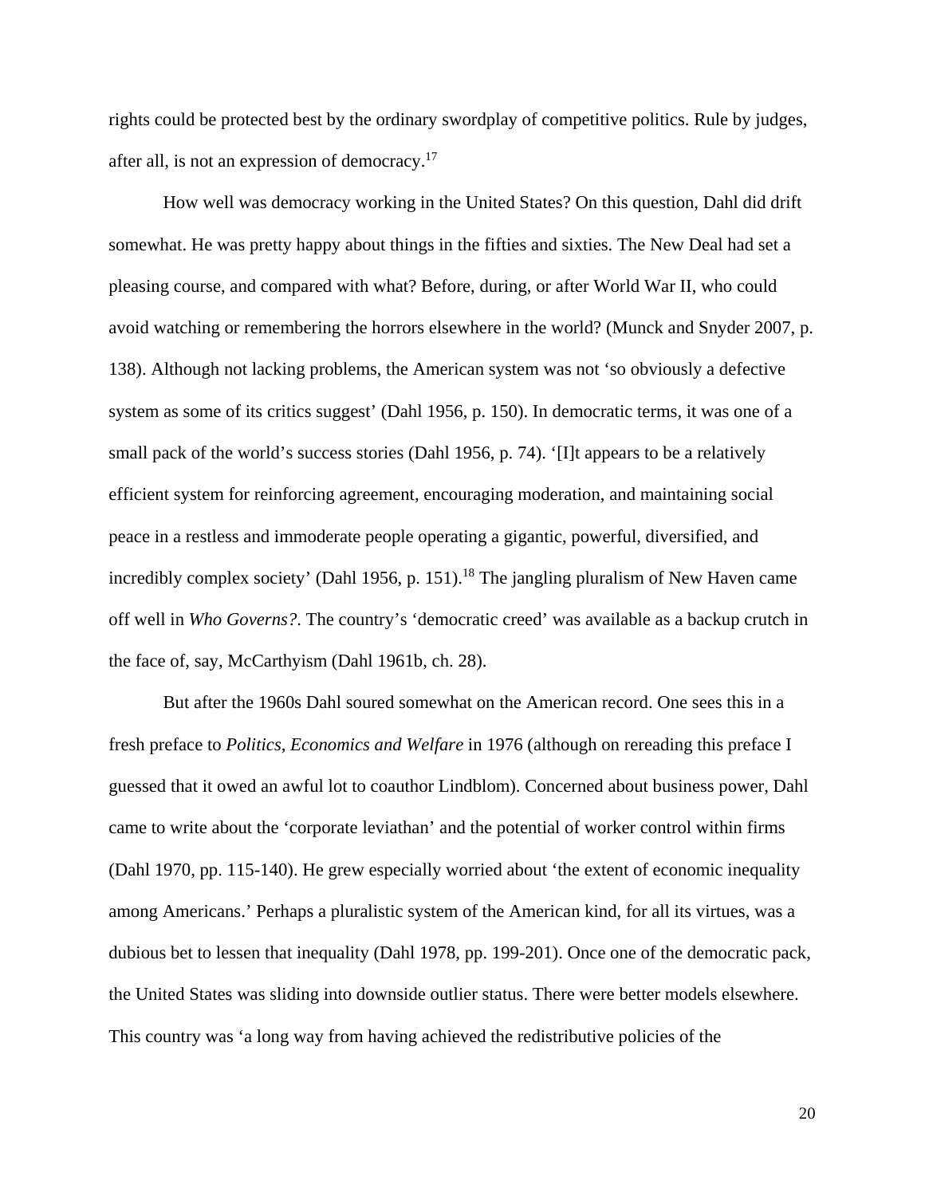rights could be protected best by the ordinary swordplay of competitive politics. Rule by judges, after all, is not an expression of democracy.[17]

How well was democracy working in the United States? On this question, Dahl did drift somewhat. He was pretty happy about things in the fifties and sixties. The New Deal had set a pleasing course, and compared with what? Before, during, or after World War II, who could avoid watching or remembering the horrors elsewhere in the world? (Munck and Snyder 2007, p. 138). Although not lacking problems, the American system was not 'so obviously a defective system as some of its critics suggest' (Dahl 1956, p. 150). In democratic terms, it was one of a small pack of the world's success stories (Dahl 1956, p. 74). '[I]t appears to be a relatively efficient system for reinforcing agreement, encouraging moderation, and maintaining social peace in a restless and immoderate people operating a gigantic, powerful, diversified, and incredibly complex society' (Dahl 1956, p. 151).[18] The jangling pluralism of New Haven came off well in *Who Governs?*. The country's 'democratic creed' was available as a backup crutch in the face of, say, McCarthyism (Dahl 1961b, ch. 28).

But after the 1960s Dahl soured somewhat on the American record. One sees this in a fresh preface to *Politics, Economics and Welfare* in 1976 (although on rereading this preface I guessed that it owed an awful lot to coauthor Lindblom). Concerned about business power, Dahl came to write about the 'corporate leviathan' and the potential of worker control within firms (Dahl 1970, pp. 115-140). He grew especially worried about 'the extent of economic inequality among Americans.' Perhaps a pluralistic system of the American kind, for all its virtues, was a dubious bet to lessen that inequality (Dahl 1978, pp. 199-201). Once one of the democratic pack, the United States was sliding into downside outlier status. There were better models elsewhere. This country was 'a long way from having achieved the redistributive policies of the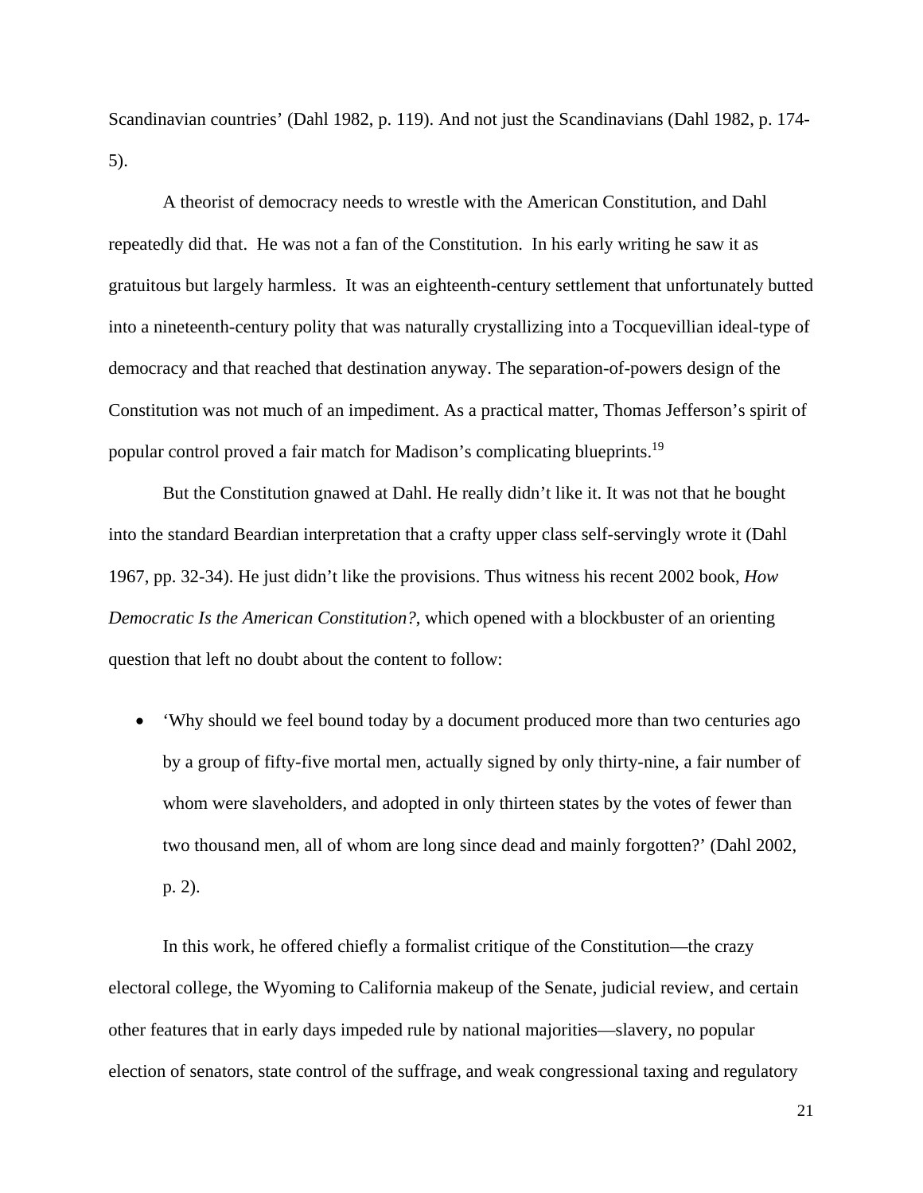Scandinavian countries' (Dahl 1982, p. 119). And not just the Scandinavians (Dahl 1982, p. 174-5).

A theorist of democracy needs to wrestle with the American Constitution, and Dahl repeatedly did that. He was not a fan of the Constitution. In his early writing he saw it as gratuitous but largely harmless. It was an eighteenth-century settlement that unfortunately butted into a nineteenth-century polity that was naturally crystallizing into a Tocquevillian ideal-type of democracy and that reached that destination anyway. The separation-of-powers design of the Constitution was not much of an impediment. As a practical matter, Thomas Jefferson's spirit of popular control proved a fair match for Madison's complicating blueprints.[19]

But the Constitution gnawed at Dahl. He really didn't like it. It was not that he bought into the standard Beardian interpretation that a crafty upper class self-servingly wrote it (Dahl 1967, pp. 32-34). He just didn't like the provisions. Thus witness his recent 2002 book, *How Democratic Is the American Constitution?*, which opened with a blockbuster of an orienting question that left no doubt about the content to follow:

- 'Why should we feel bound today by a document produced more than two centuries ago by a group of fifty-five mortal men, actually signed by only thirty-nine, a fair number of whom were slaveholders, and adopted in only thirteen states by the votes of fewer than two thousand men, all of whom are long since dead and mainly forgotten?' (Dahl 2002, p. 2).

In this work, he offered chiefly a formalist critique of the Constitution—the crazy electoral college, the Wyoming to California makeup of the Senate, judicial review, and certain other features that in early days impeded rule by national majorities—slavery, no popular election of senators, state control of the suffrage, and weak congressional taxing and regulatory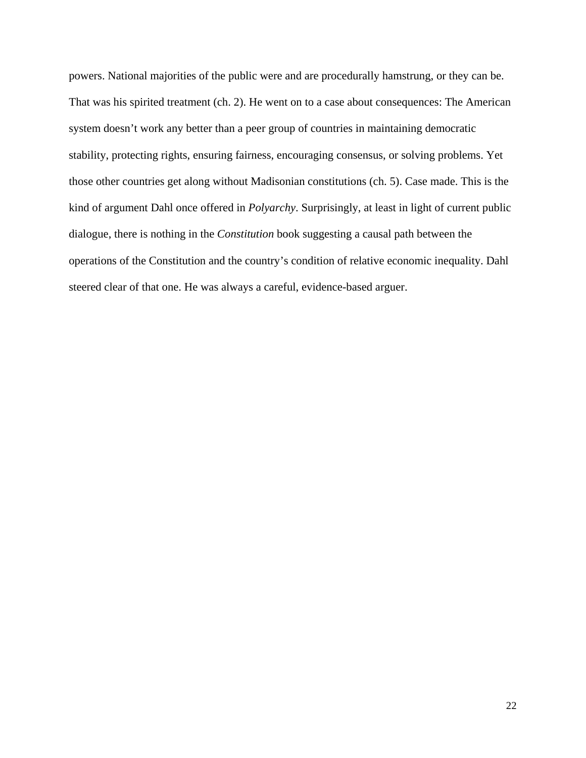powers. National majorities of the public were and are procedurally hamstrung, or they can be. That was his spirited treatment (ch. 2). He went on to a case about consequences: The American system doesn't work any better than a peer group of countries in maintaining democratic stability, protecting rights, ensuring fairness, encouraging consensus, or solving problems. Yet those other countries get along without Madisonian constitutions (ch. 5). Case made. This is the kind of argument Dahl once offered in *Polyarchy*. Surprisingly, at least in light of current public dialogue, there is nothing in the *Constitution* book suggesting a causal path between the operations of the Constitution and the country's condition of relative economic inequality. Dahl steered clear of that one. He was always a careful, evidence-based arguer.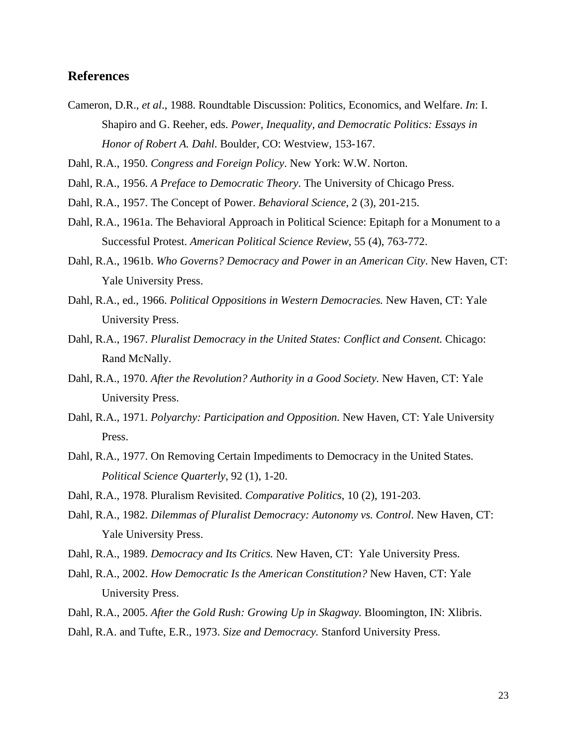## References

Cameron, D.R., *et al*., 1988. Roundtable Discussion: Politics, Economics, and Welfare. *In*: I. Shapiro and G. Reeher, eds. *Power, Inequality, and Democratic Politics: Essays in Honor of Robert A. Dahl*. Boulder, CO: Westview, 153-167.

Dahl, R.A., 1950. *Congress and Foreign Policy*. New York: W.W. Norton.

Dahl, R.A., 1956. *A Preface to Democratic Theory*. The University of Chicago Press.

Dahl, R.A., 1957. The Concept of Power. *Behavioral Science*, 2 (3), 201-215.

Dahl, R.A., 1961a. The Behavioral Approach in Political Science: Epitaph for a Monument to a Successful Protest. *American Political Science Review*, 55 (4), 763-772.

Dahl, R.A., 1961b. *Who Governs? Democracy and Power in an American City*. New Haven, CT: Yale University Press.

Dahl, R.A., ed., 1966. *Political Oppositions in Western Democracies.* New Haven, CT: Yale University Press.

Dahl, R.A., 1967. *Pluralist Democracy in the United States: Conflict and Consent.* Chicago: Rand McNally.

Dahl, R.A., 1970. *After the Revolution? Authority in a Good Society.* New Haven, CT: Yale University Press.

Dahl, R.A., 1971. *Polyarchy: Participation and Opposition.* New Haven, CT: Yale University Press.

Dahl, R.A., 1977. On Removing Certain Impediments to Democracy in the United States. *Political Science Quarterly*, 92 (1), 1-20.

Dahl, R.A., 1978. Pluralism Revisited. *Comparative Politics*, 10 (2), 191-203.

Dahl, R.A., 1982. *Dilemmas of Pluralist Democracy: Autonomy vs. Control*. New Haven, CT: Yale University Press.

Dahl, R.A., 1989. *Democracy and Its Critics.* New Haven, CT: Yale University Press.

Dahl, R.A., 2002. *How Democratic Is the American Constitution?* New Haven, CT: Yale University Press.

Dahl, R.A., 2005. *After the Gold Rush: Growing Up in Skagway.* Bloomington, IN: Xlibris.

Dahl, R.A. and Tufte, E.R., 1973. *Size and Democracy.* Stanford University Press.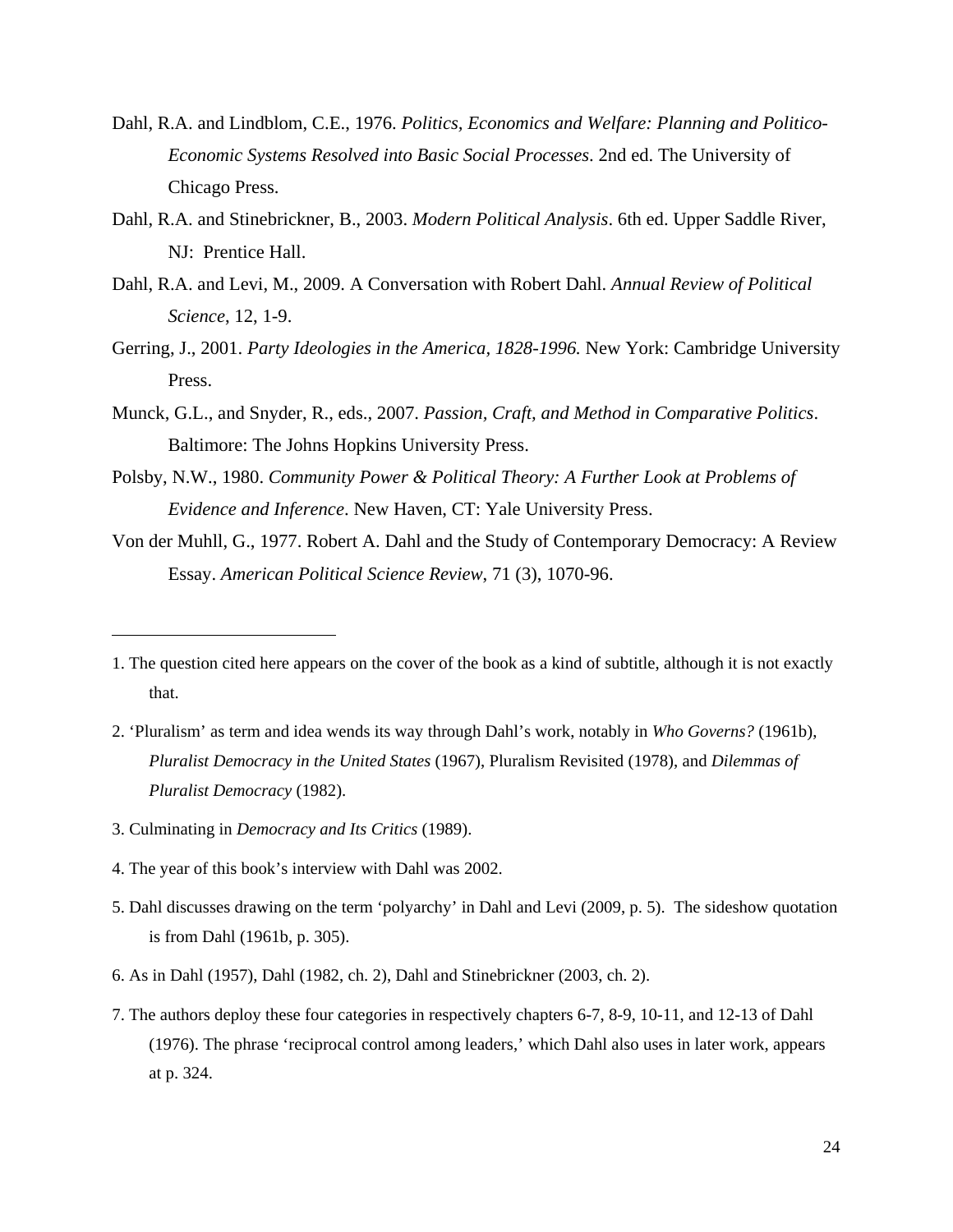Dahl, R.A. and Lindblom, C.E., 1976. *Politics, Economics and Welfare: Planning and Politico-Economic Systems Resolved into Basic Social Processes*. 2nd ed. The University of Chicago Press.

Dahl, R.A. and Stinebrickner, B., 2003. *Modern Political Analysis*. 6th ed. Upper Saddle River, NJ: Prentice Hall.

Dahl, R.A. and Levi, M., 2009. A Conversation with Robert Dahl. *Annual Review of Political Science*, 12, 1-9.

Gerring, J., 2001. *Party Ideologies in the America, 1828-1996.* New York: Cambridge University Press.

Munck, G.L., and Snyder, R., eds., 2007. *Passion, Craft, and Method in Comparative Politics*. Baltimore: The Johns Hopkins University Press.

Polsby, N.W., 1980. *Community Power & Political Theory: A Further Look at Problems of Evidence and Inference*. New Haven, CT: Yale University Press.

Von der Muhll, G., 1977. Robert A. Dahl and the Study of Contemporary Democracy: A Review Essay. *American Political Science Review*, 71 (3), 1070-96.

---

1. The question cited here appears on the cover of the book as a kind of subtitle, although it is not exactly that.

2. 'Pluralism' as term and idea wends its way through Dahl's work, notably in *Who Governs?* (1961b), *Pluralist Democracy in the United States* (1967), Pluralism Revisited (1978), and *Dilemmas of Pluralist Democracy* (1982).

3. Culminating in *Democracy and Its Critics* (1989).

4. The year of this book's interview with Dahl was 2002.

5. Dahl discusses drawing on the term 'polyarchy' in Dahl and Levi (2009, p. 5). The sideshow quotation is from Dahl (1961b, p. 305).

6. As in Dahl (1957), Dahl (1982, ch. 2), Dahl and Stinebrickner (2003, ch. 2).

7. The authors deploy these four categories in respectively chapters 6-7, 8-9, 10-11, and 12-13 of Dahl (1976). The phrase 'reciprocal control among leaders,' which Dahl also uses in later work, appears at p. 324.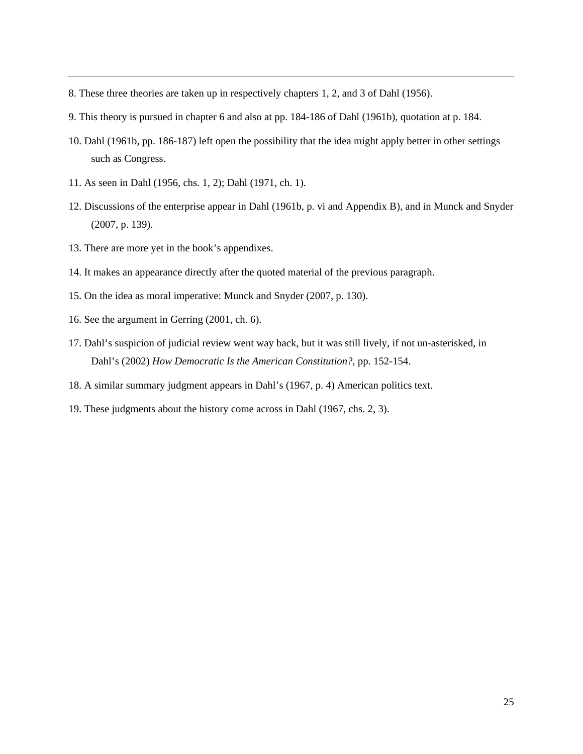8. These three theories are taken up in respectively chapters 1, 2, and 3 of Dahl (1956).

9. This theory is pursued in chapter 6 and also at pp. 184-186 of Dahl (1961b), quotation at p. 184.

10. Dahl (1961b, pp. 186-187) left open the possibility that the idea might apply better in other settings such as Congress.

11. As seen in Dahl (1956, chs. 1, 2); Dahl (1971, ch. 1).

12. Discussions of the enterprise appear in Dahl (1961b, p. vi and Appendix B), and in Munck and Snyder (2007, p. 139).

13. There are more yet in the book's appendixes.

14. It makes an appearance directly after the quoted material of the previous paragraph.

15. On the idea as moral imperative: Munck and Snyder (2007, p. 130).

16. See the argument in Gerring (2001, ch. 6).

17. Dahl's suspicion of judicial review went way back, but it was still lively, if not un-asterisked, in Dahl's (2002) *How Democratic Is the American Constitution?*, pp. 152-154.

18. A similar summary judgment appears in Dahl's (1967, p. 4) American politics text.

19. These judgments about the history come across in Dahl (1967, chs. 2, 3).